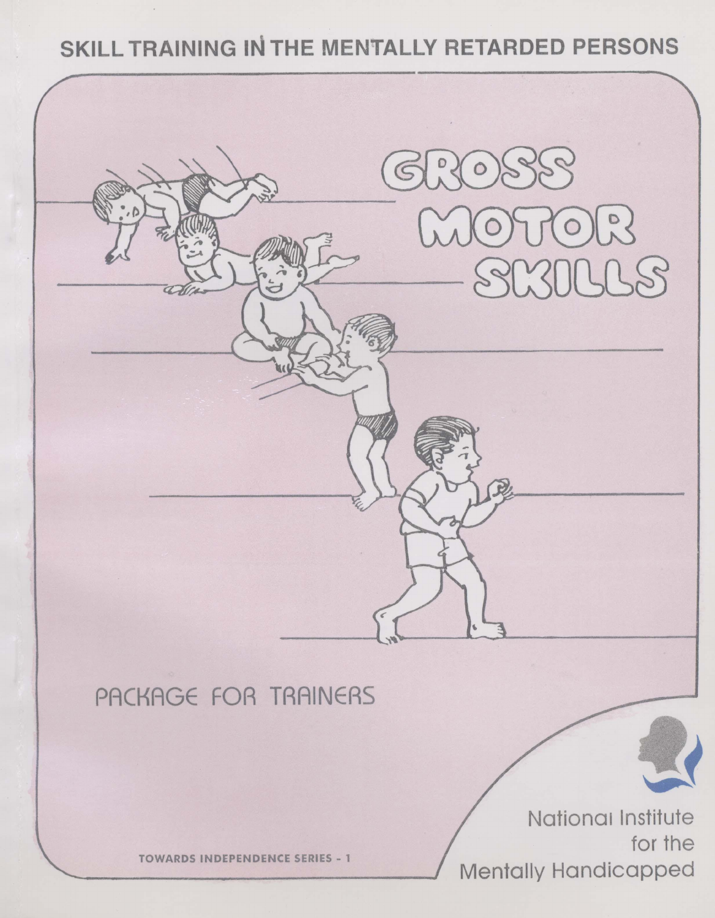SKILL TRAINING IN THE MENTALLY RETARDED PERSONS

# GROSS MOTOR SKILLS

PACKAGE FOR TRAINERS

TOWARDS INDEPENDENCE SERIES - 1

National Institute for the Mentally Handicapped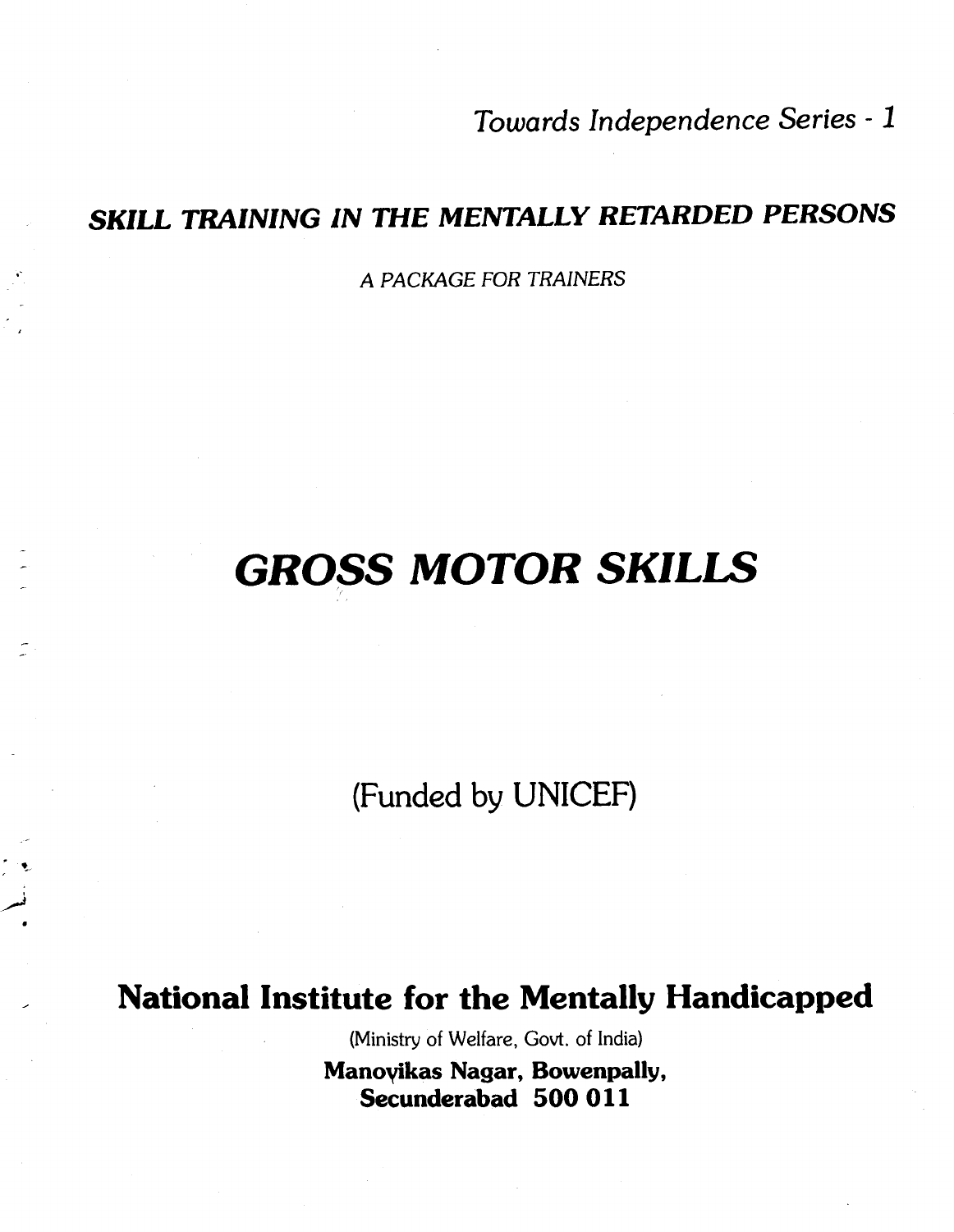*Towards Independence Series - 1*

## *SKILL TRAINING IN THE MENTALLY RETARDED PERSONS*

A PACKAGE FOR TRAINERS

# *GROSS MOTOR SKILLS*

(Funded by UNICEF)

**National Institute for the Mentally Handicapped**

(Ministry of Welfare, Govt. of India)

**Manovikas Nagar, Bowenpally,**
**Secunderabad 500 011**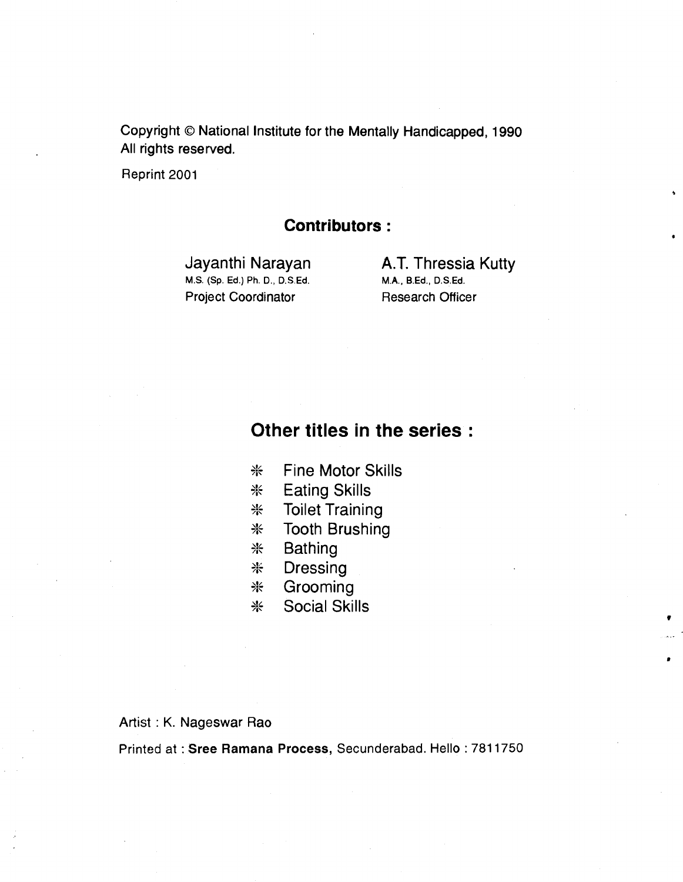Copyright © National Institute for the Mentally Handicapped, 1990
All rights reserved.

Reprint 2001

## Contributors :

Jayanthi Narayan
M.S. (Sp. Ed.) Ph. D., D.S.Ed.
Project Coordinator

A.T. Thressia Kutty
M.A., B.Ed., D.S.Ed.
Research Officer

## Other titles in the series :

- Fine Motor Skills
- Eating Skills
- Toilet Training
- Tooth Brushing
- Bathing
- Dressing
- Grooming
- Social Skills

Artist : K. Nageswar Rao

Printed at : **Sree Ramana Process,** Secunderabad. Hello : 7811750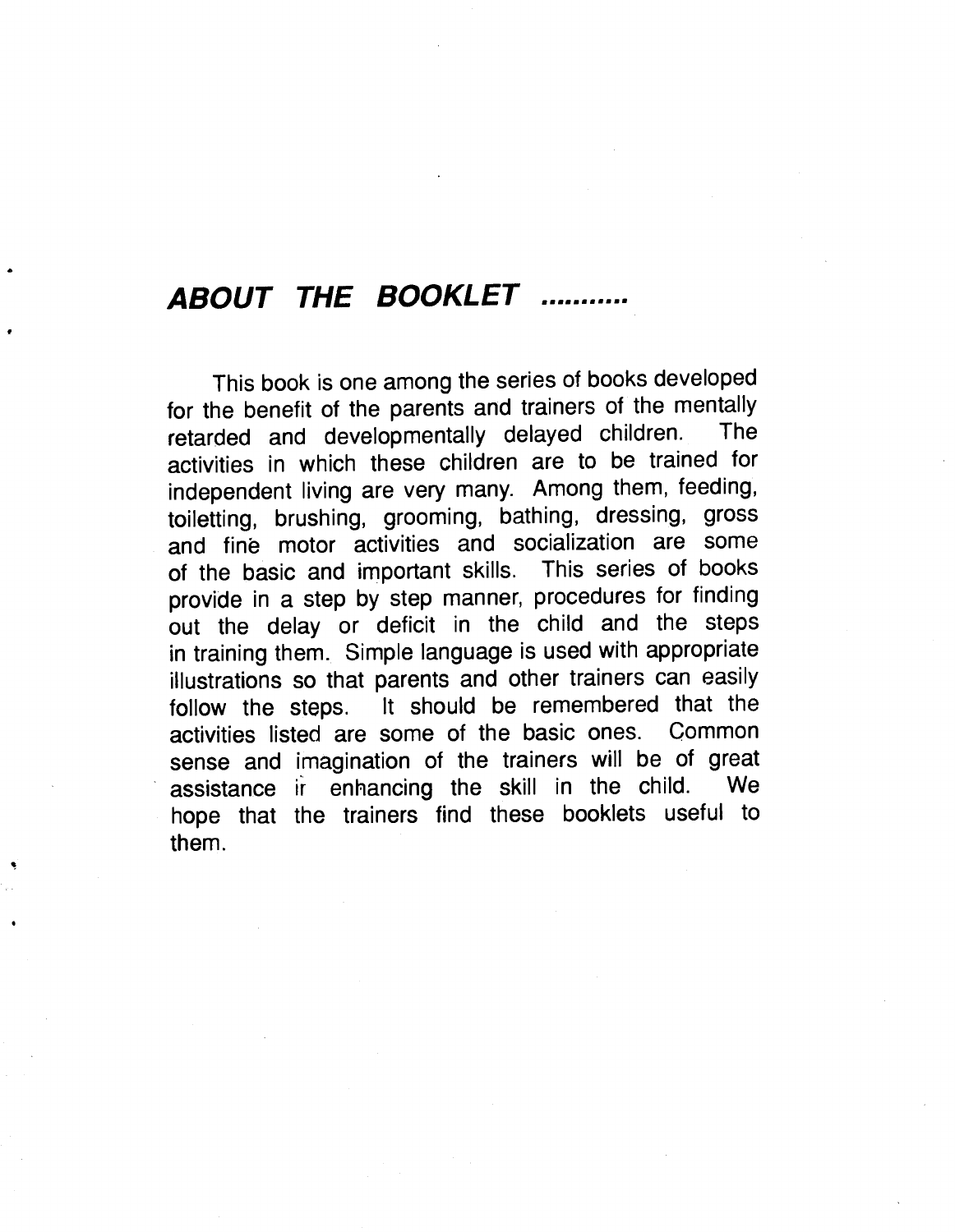## *ABOUT THE BOOKLET ..........*

This book is one among the series of books developed for the benefit of the parents and trainers of the mentally retarded and developmentally delayed children. The activities in which these children are to be trained for independent living are very many. Among them, feeding, toiletting, brushing, grooming, bathing, dressing, gross and fine motor activities and socialization are some of the basic and important skills. This series of books provide in a step by step manner, procedures for finding out the delay or deficit in the child and the steps in training them. Simple language is used with appropriate illustrations so that parents and other trainers can easily follow the steps. It should be remembered that the activities listed are some of the basic ones. Common sense and imagination of the trainers will be of great assistance in enhancing the skill in the child. We hope that the trainers find these booklets useful to them.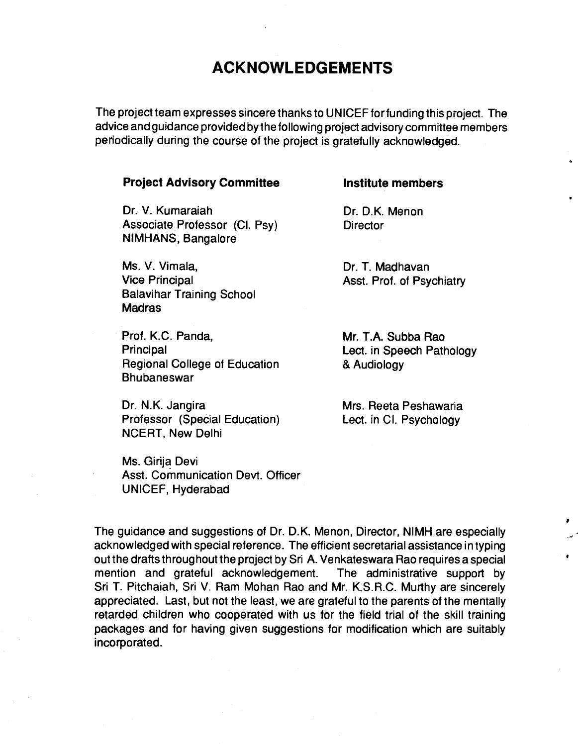# ACKNOWLEDGEMENTS

The project team expresses sincere thanks to UNICEF for funding this project. The advice and guidance provided by the following project advisory committee members periodically during the course of the project is gratefully acknowledged.

**Project Advisory Committee**

Dr. V. Kumaraiah
Associate Professor (Cl. Psy)
NIMHANS, Bangalore

Ms. V. Vimala,
Vice Principal
Balavihar Training School
Madras

Prof. K.C. Panda,
Principal
Regional College of Education
Bhubaneswar

Dr. N.K. Jangira
Professor (Special Education)
NCERT, New Delhi

Ms. Girija Devi
Asst. Communication Devt. Officer
UNICEF, Hyderabad

**Institute members**

Dr. D.K. Menon
Director

Dr. T. Madhavan
Asst. Prof. of Psychiatry

Mr. T.A. Subba Rao
Lect. in Speech Pathology
& Audiology

Mrs. Reeta Peshawaria
Lect. in Cl. Psychology

The guidance and suggestions of Dr. D.K. Menon, Director, NIMH are especially acknowledged with special reference. The efficient secretarial assistance in typing out the drafts throughout the project by Sri A. Venkateswara Rao requires a special mention and grateful acknowledgement. The administrative support by Sri T. Pitchaiah, Sri V. Ram Mohan Rao and Mr. K.S.R.C. Murthy are sincerely appreciated. Last, but not the least, we are grateful to the parents of the mentally retarded children who cooperated with us for the field trial of the skill training packages and for having given suggestions for modification which are suitably incorporated.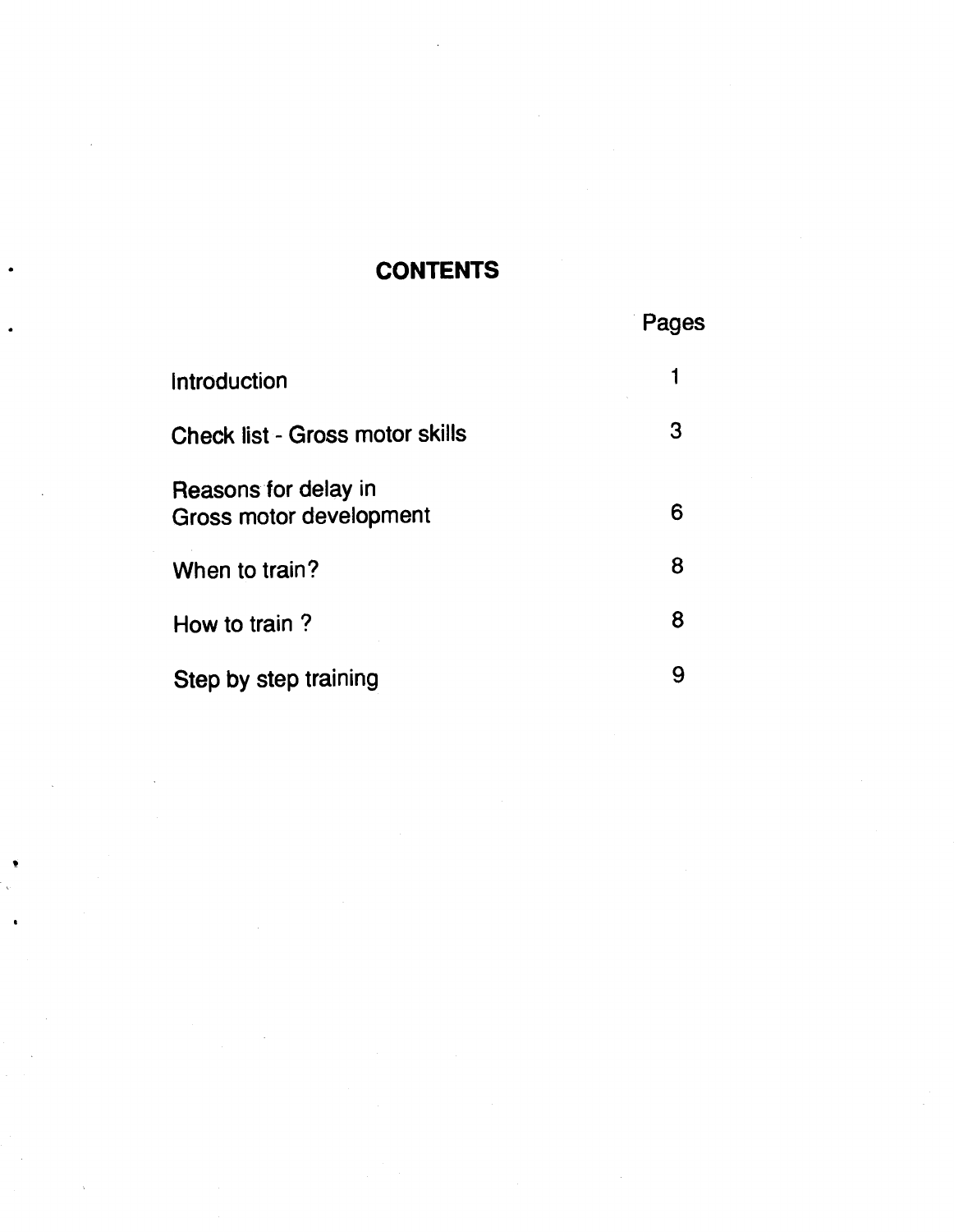# CONTENTS

| | Pages |
|---|---|
| Introduction | 1 |
| Check list - Gross motor skills | 3 |
| Reasons for delay in Gross motor development | 6 |
| When to train? | 8 |
| How to train ? | 8 |
| Step by step training | 9 |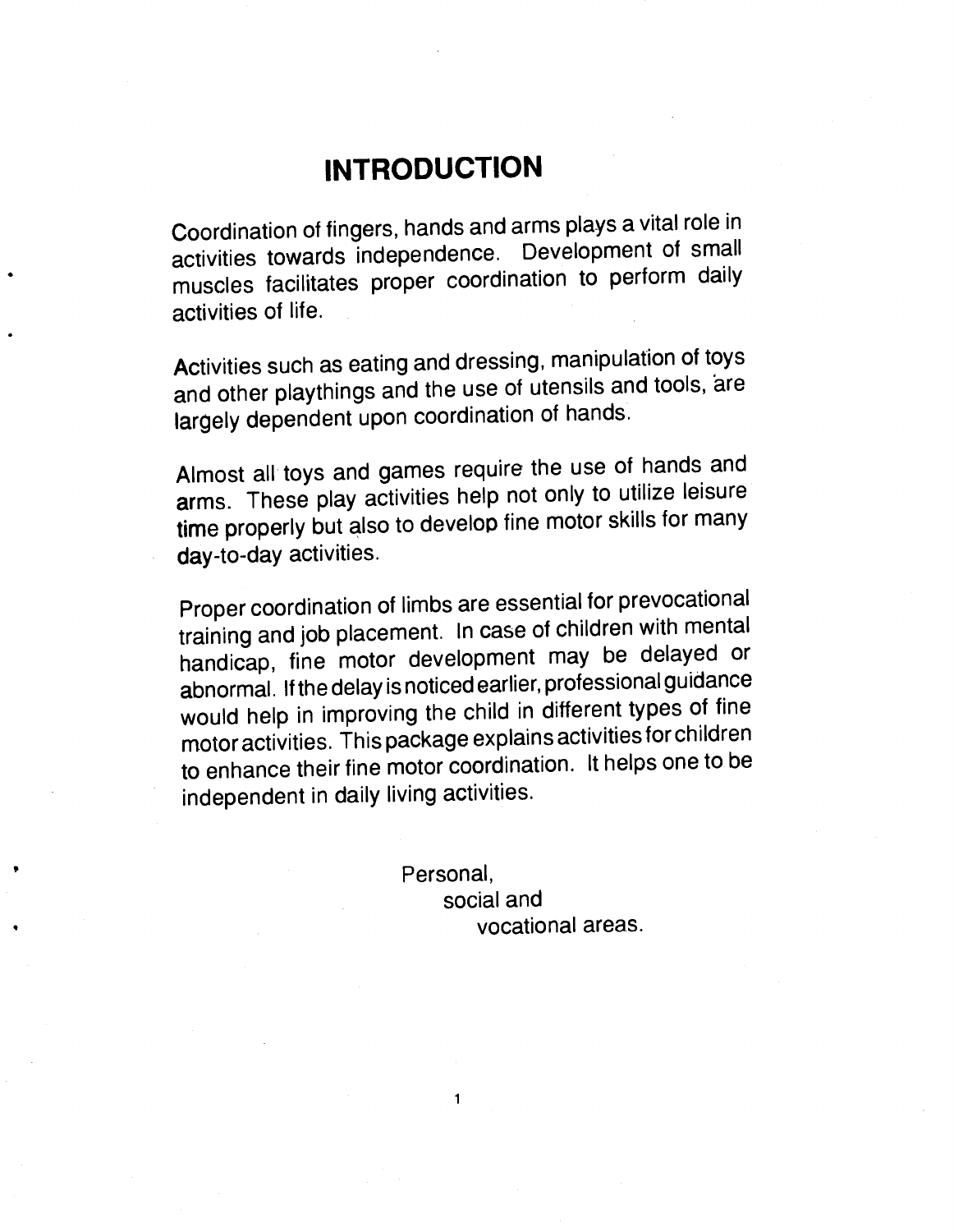# INTRODUCTION

Coordination of fingers, hands and arms plays a vital role in activities towards independence. Development of small muscles facilitates proper coordination to perform daily activities of life.

Activities such as eating and dressing, manipulation of toys and other playthings and the use of utensils and tools, are largely dependent upon coordination of hands.

Almost all toys and games require the use of hands and arms. These play activities help not only to utilize leisure time properly but also to develop fine motor skills for many day-to-day activities.

Proper coordination of limbs are essential for prevocational training and job placement. In case of children with mental handicap, fine motor development may be delayed or abnormal. If the delay is noticed earlier, professional guidance would help in improving the child in different types of fine motor activities. This package explains activities for children to enhance their fine motor coordination. It helps one to be independent in daily living activities.

Personal,
social and
vocational areas.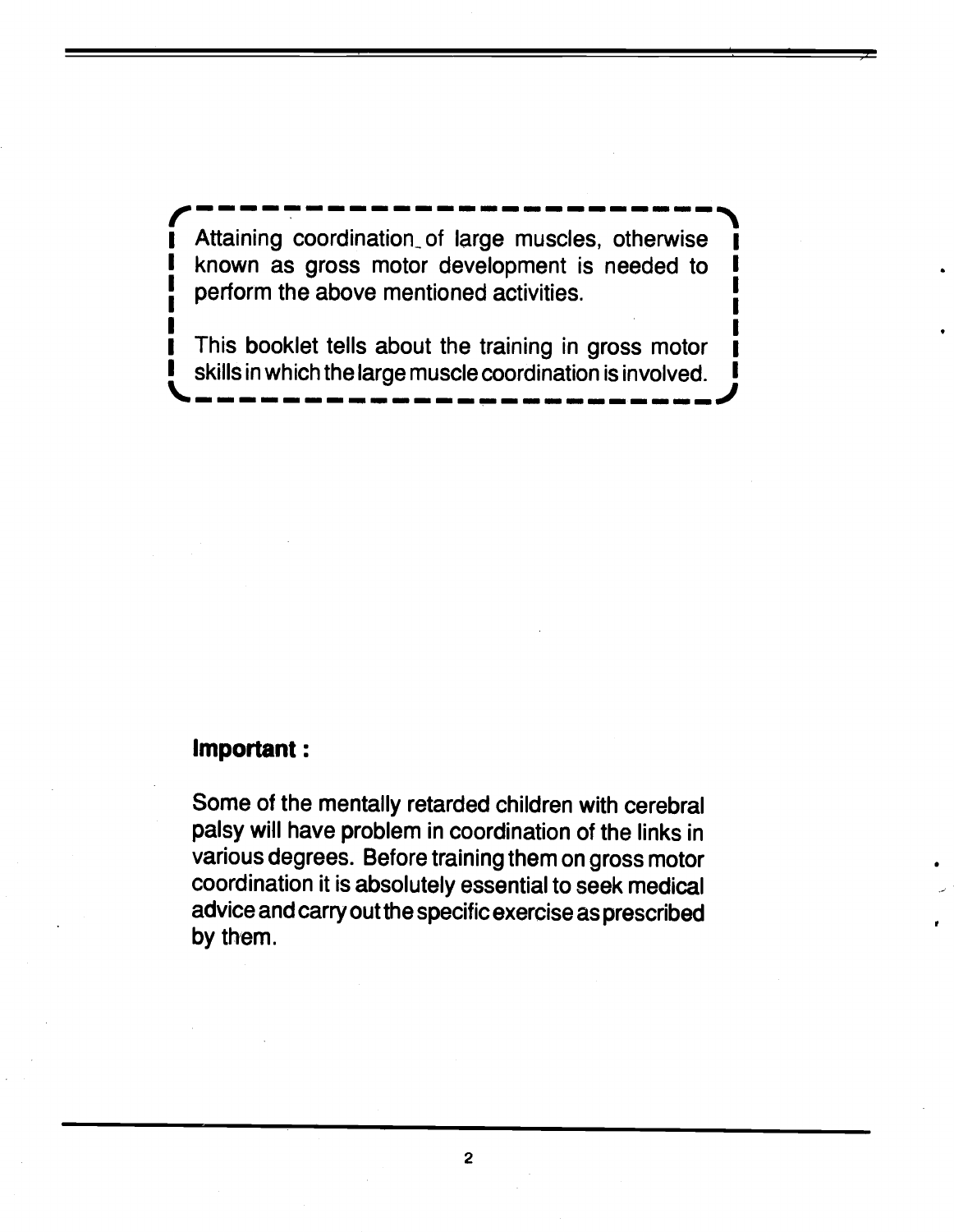Attaining coordination of large muscles, otherwise known as gross motor development is needed to perform the above mentioned activities.

This booklet tells about the training in gross motor skills in which the large muscle coordination is involved.

**Important :**

Some of the mentally retarded children with cerebral palsy will have problem in coordination of the links in various degrees. Before training them on gross motor coordination it is absolutely essential to seek medical advice and carry out the specific exercise as prescribed by them.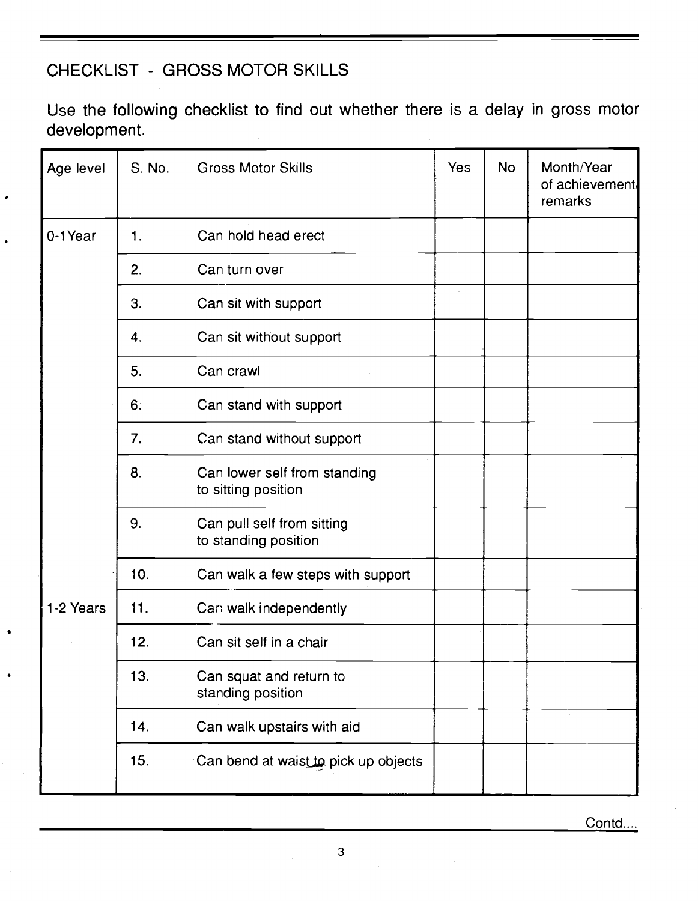## CHECKLIST - GROSS MOTOR SKILLS

Use the following checklist to find out whether there is a delay in gross motor development.

| Age level | S. No. | Gross Motor Skills | Yes | No | Month/Year of achievement/ remarks |
|---|---|---|---|---|---|
| 0-1 Year | 1. | Can hold head erect | | | |
| | 2. | Can turn over | | | |
| | 3. | Can sit with support | | | |
| | 4. | Can sit without support | | | |
| | 5. | Can crawl | | | |
| | 6. | Can stand with support | | | |
| | 7. | Can stand without support | | | |
| | 8. | Can lower self from standing to sitting position | | | |
| | 9. | Can pull self from sitting to standing position | | | |
| | 10. | Can walk a few steps with support | | | |
| 1-2 Years | 11. | Can walk independently | | | |
| | 12. | Can sit self in a chair | | | |
| | 13. | Can squat and return to standing position | | | |
| | 14. | Can walk upstairs with aid | | | |
| | 15. | Can bend at waist to pick up objects | | | |

Contd....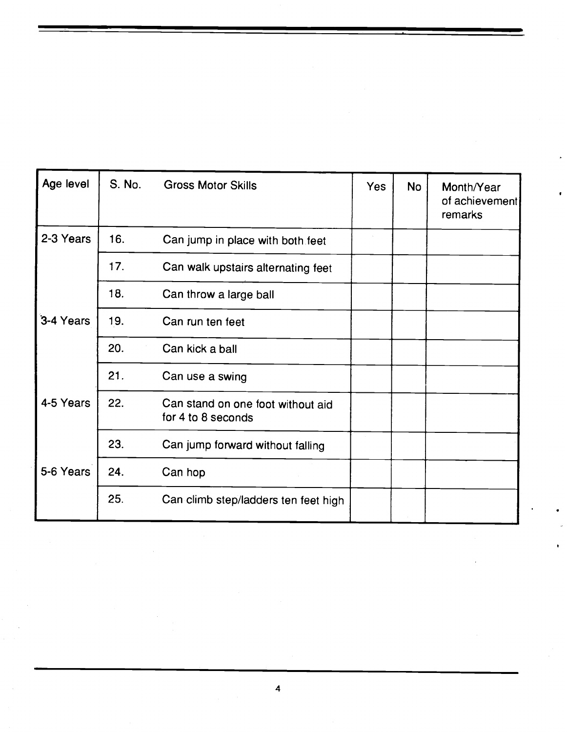| Age level | S. No. | Gross Motor Skills | Yes | No | Month/Year of achievement remarks |
|---|---|---|---|---|---|
| 2-3 Years | 16. | Can jump in place with both feet | | | |
| | 17. | Can walk upstairs alternating feet | | | |
| | 18. | Can throw a large ball | | | |
| 3-4 Years | 19. | Can run ten feet | | | |
| | 20. | Can kick a ball | | | |
| | 21. | Can use a swing | | | |
| 4-5 Years | 22. | Can stand on one foot without aid for 4 to 8 seconds | | | |
| | 23. | Can jump forward without falling | | | |
| 5-6 Years | 24. | Can hop | | | |
| | 25. | Can climb step/ladders ten feet high | | | |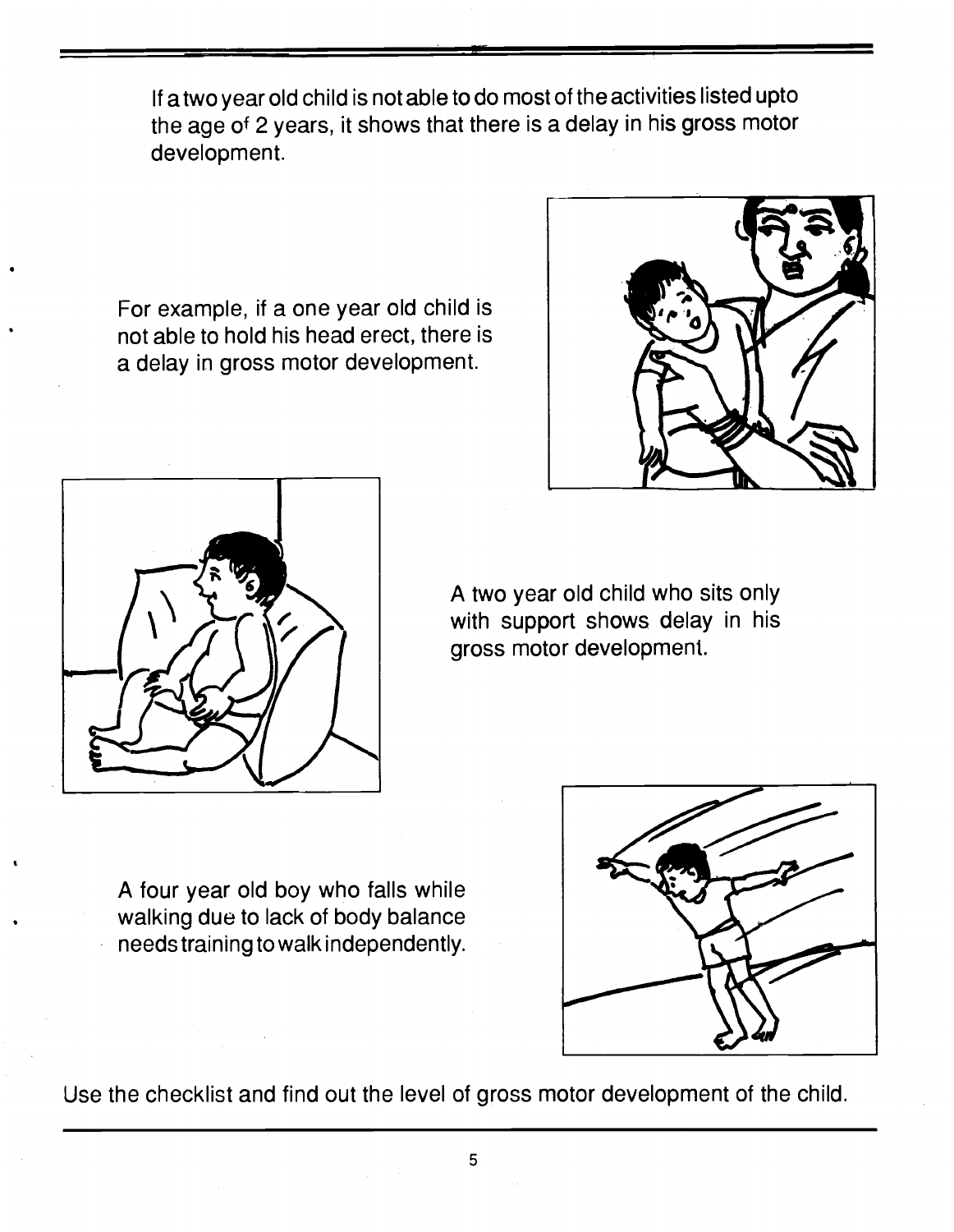If a two year old child is not able to do most of the activities listed upto the age of 2 years, it shows that there is a delay in his gross motor development.

For example, if a one year old child is not able to hold his head erect, there is a delay in gross motor development.

A two year old child who sits only with support shows delay in his gross motor development.

A four year old boy who falls while walking due to lack of body balance needs training to walk independently.

Use the checklist and find out the level of gross motor development of the child.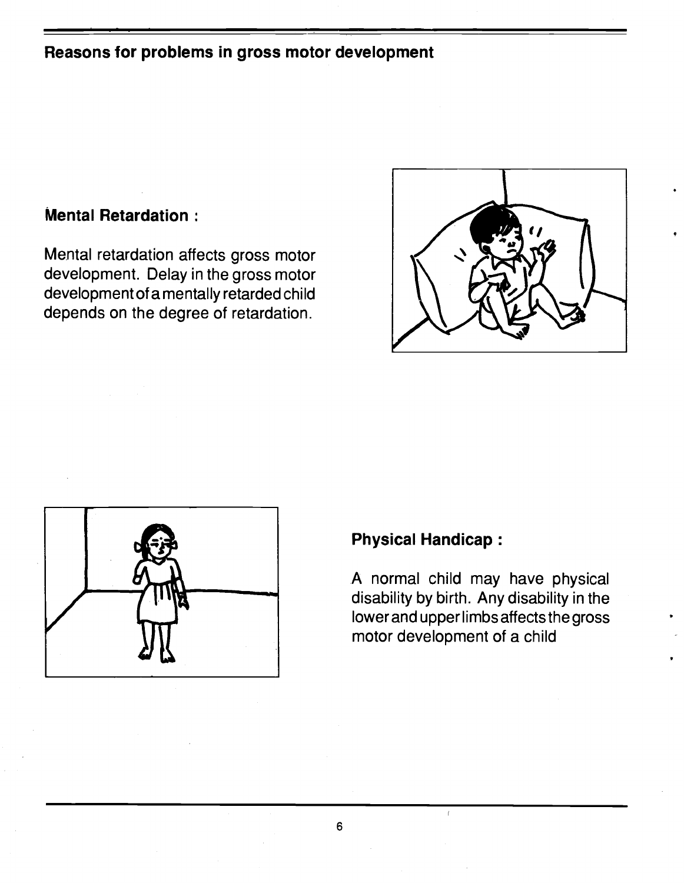## Reasons for problems in gross motor development

### Mental Retardation :

Mental retardation affects gross motor development. Delay in the gross motor development of a mentally retarded child depends on the degree of retardation.

### Physical Handicap :

A normal child may have physical disability by birth. Any disability in the lower and upper limbs affects the gross motor development of a child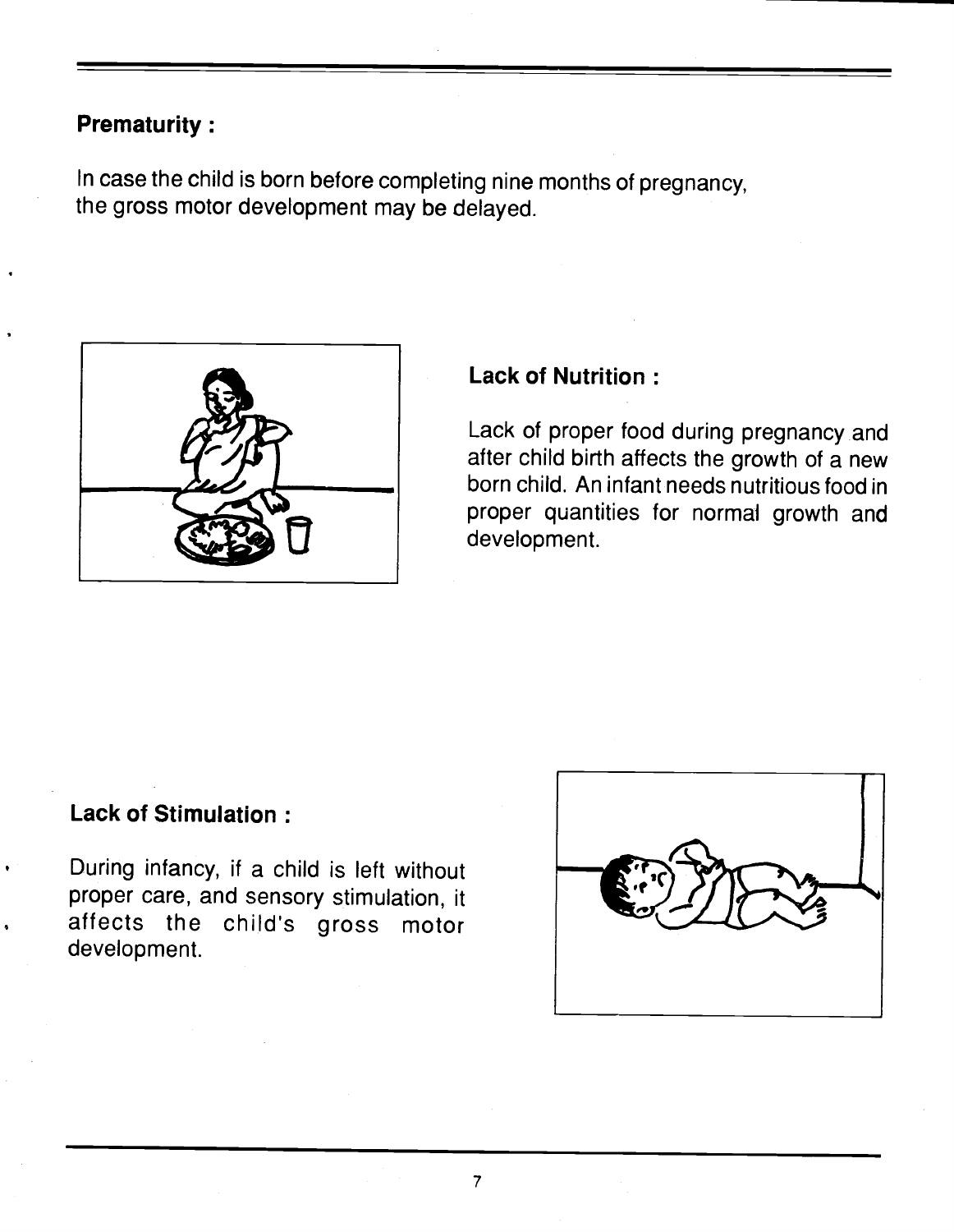**Prematurity :**

In case the child is born before completing nine months of pregnancy, the gross motor development may be delayed.

**Lack of Nutrition :**

Lack of proper food during pregnancy and after child birth affects the growth of a new born child. An infant needs nutritious food in proper quantities for normal growth and development.

**Lack of Stimulation :**

During infancy, if a child is left without proper care, and sensory stimulation, it affects the child's gross motor development.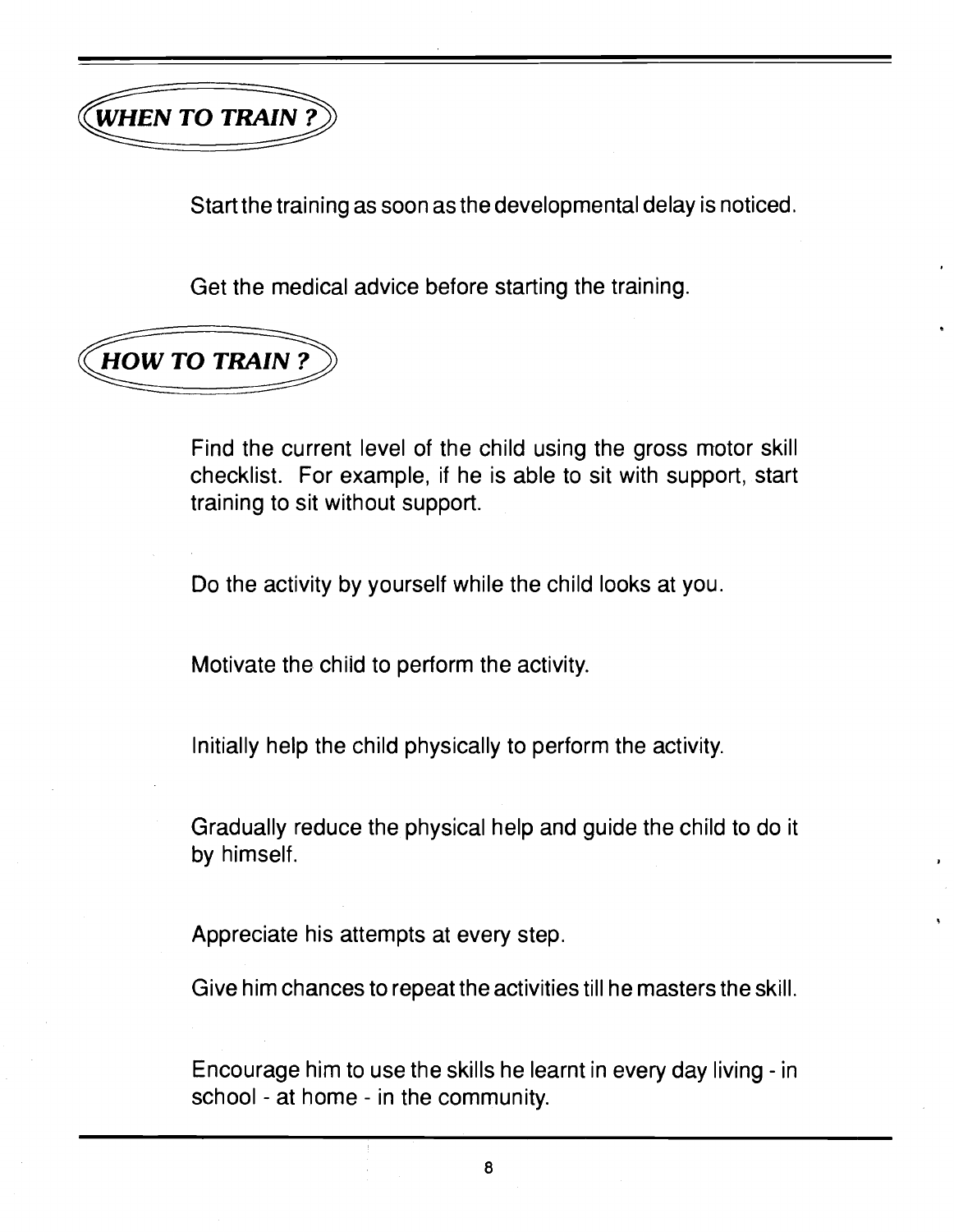## WHEN TO TRAIN ?

Start the training as soon as the developmental delay is noticed.

Get the medical advice before starting the training.

## HOW TO TRAIN ?

Find the current level of the child using the gross motor skill checklist. For example, if he is able to sit with support, start training to sit without support.

Do the activity by yourself while the child looks at you.

Motivate the child to perform the activity.

Initially help the child physically to perform the activity.

Gradually reduce the physical help and guide the child to do it by himself.

Appreciate his attempts at every step.

Give him chances to repeat the activities till he masters the skill.

Encourage him to use the skills he learnt in every day living - in school - at home - in the community.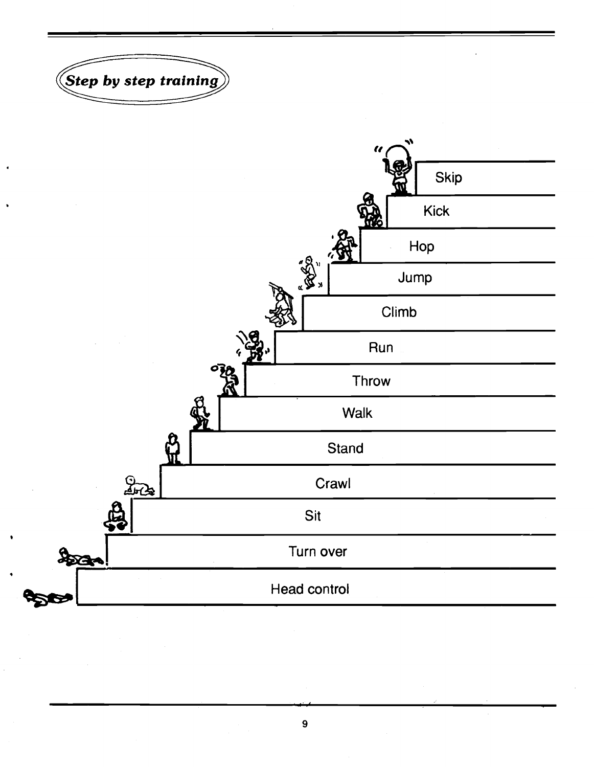## Step by step training

Skip

Kick

Hop

Jump

Climb

Run

Throw

Walk

Stand

Crawl

Sit

Turn over

Head control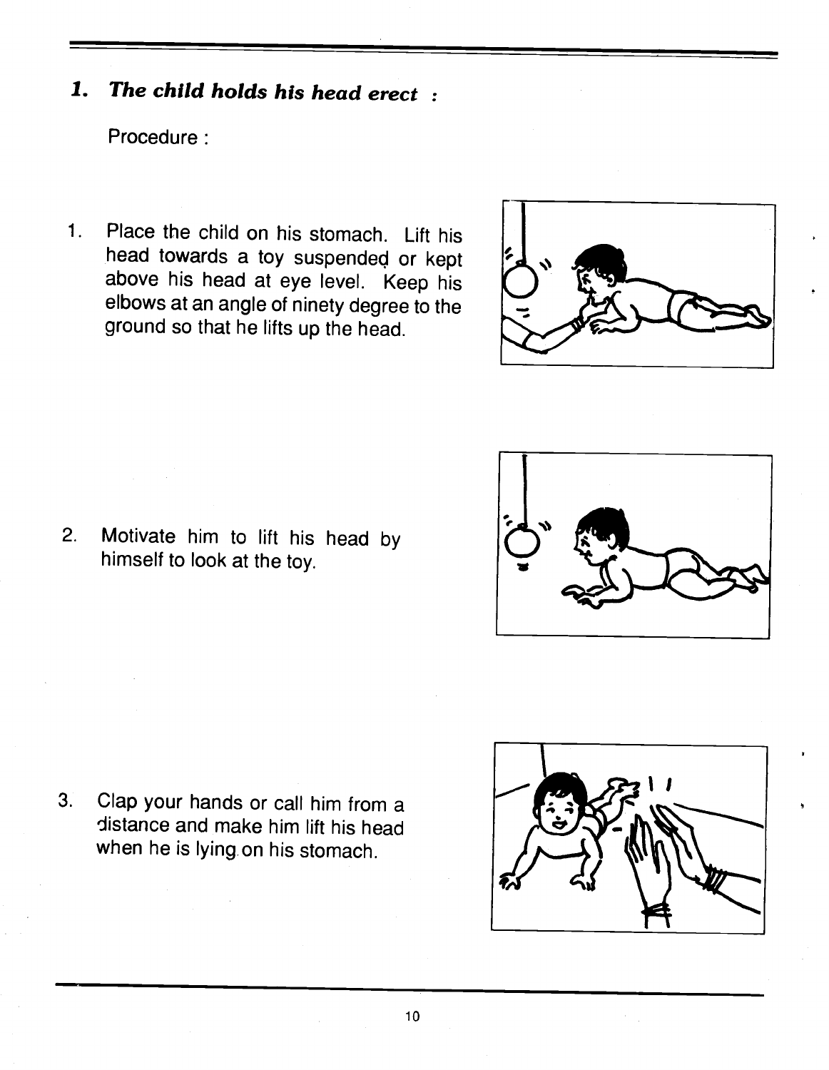## 1. *The child holds his head erect :*

Procedure :

1. Place the child on his stomach. Lift his head towards a toy suspended or kept above his head at eye level. Keep his elbows at an angle of ninety degree to the ground so that he lifts up the head.

2. Motivate him to lift his head by himself to look at the toy.

3. Clap your hands or call him from a distance and make him lift his head when he is lying on his stomach.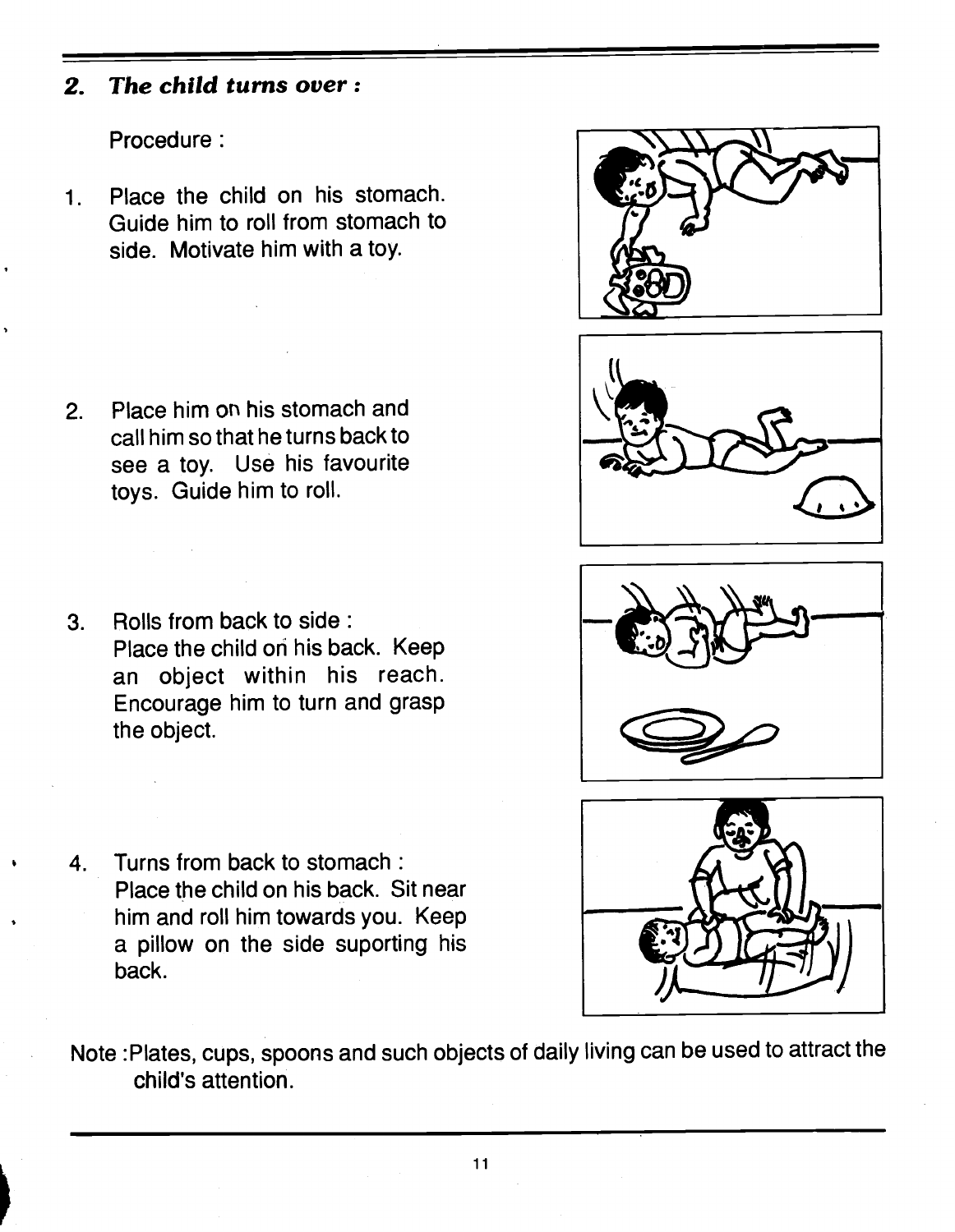## 2. *The child turns over :*

Procedure :

1. Place the child on his stomach. Guide him to roll from stomach to side. Motivate him with a toy.

2. Place him on his stomach and call him so that he turns back to see a toy. Use his favourite toys. Guide him to roll.

3. Rolls from back to side : Place the child on his back. Keep an object within his reach. Encourage him to turn and grasp the object.

4. Turns from back to stomach : Place the child on his back. Sit near him and roll him towards you. Keep a pillow on the side suporting his back.

Note :Plates, cups, spoons and such objects of daily living can be used to attract the child's attention.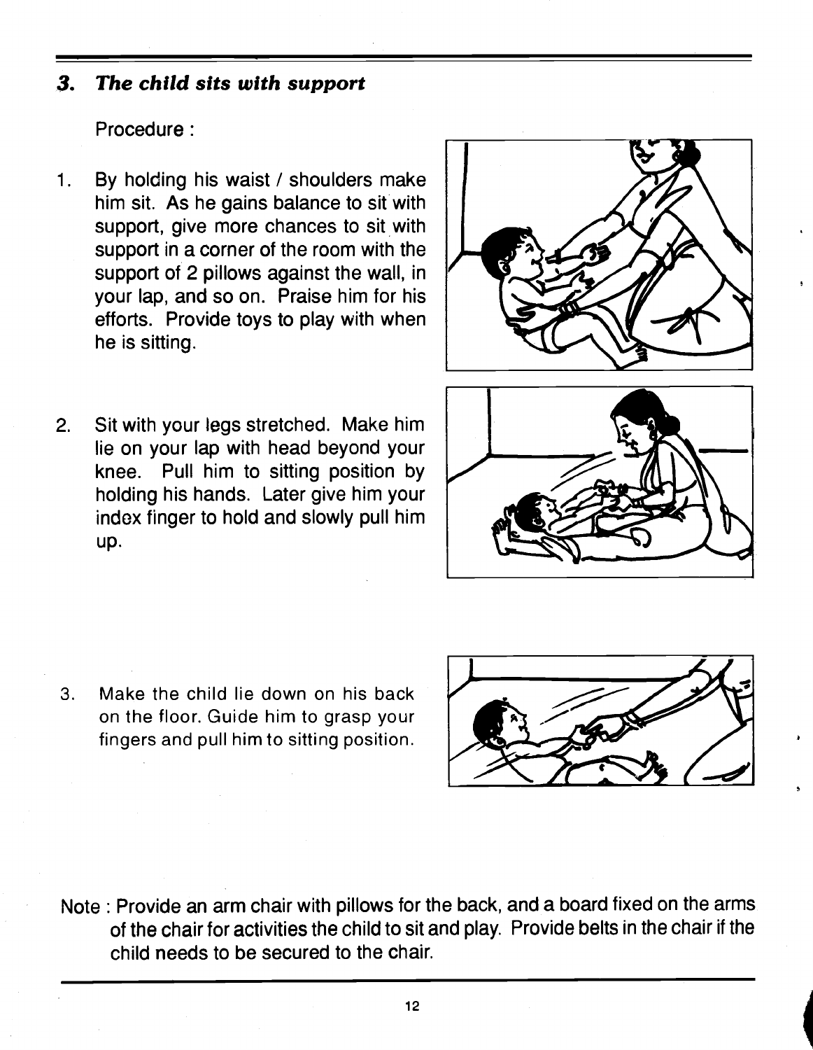### *3. The child sits with support*

Procedure :

1. By holding his waist / shoulders make him sit. As he gains balance to sit with support, give more chances to sit with support in a corner of the room with the support of 2 pillows against the wall, in your lap, and so on. Praise him for his efforts. Provide toys to play with when he is sitting.

2. Sit with your legs stretched. Make him lie on your lap with head beyond your knee. Pull him to sitting position by holding his hands. Later give him your index finger to hold and slowly pull him up.

3. Make the child lie down on his back on the floor. Guide him to grasp your fingers and pull him to sitting position.

Note : Provide an arm chair with pillows for the back, and a board fixed on the arms of the chair for activities the child to sit and play. Provide belts in the chair if the child needs to be secured to the chair.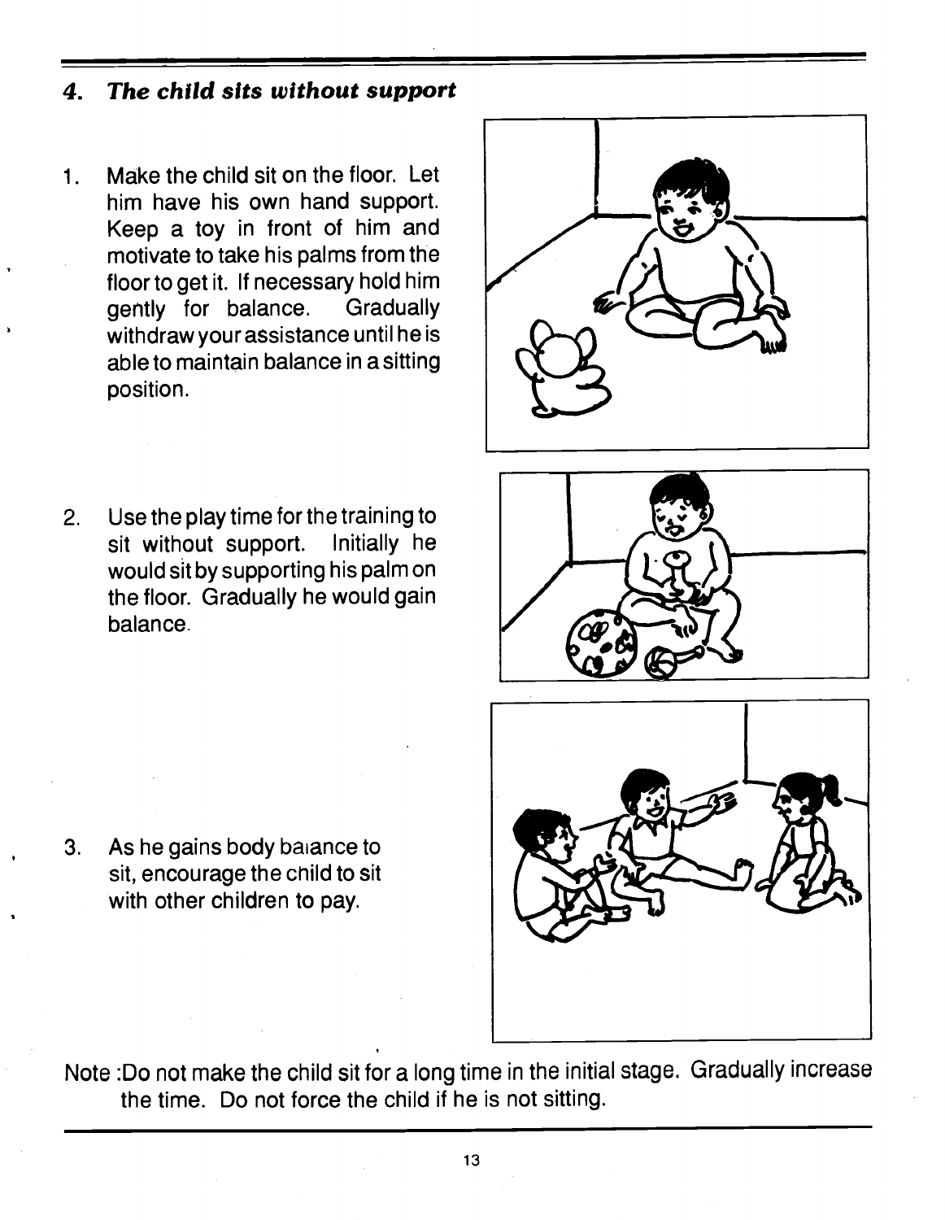## 4. *The child sits without support*

1. Make the child sit on the floor. Let him have his own hand support. Keep a toy in front of him and motivate to take his palms from the floor to get it. If necessary hold him gently for balance. Gradually withdraw your assistance until he is able to maintain balance in a sitting position.

2. Use the play time for the training to sit without support. Initially he would sit by supporting his palm on the floor. Gradually he would gain balance.

3. As he gains body balance to sit, encourage the child to sit with other children to pay.

Note :Do not make the child sit for a long time in the initial stage. Gradually increase the time. Do not force the child if he is not sitting.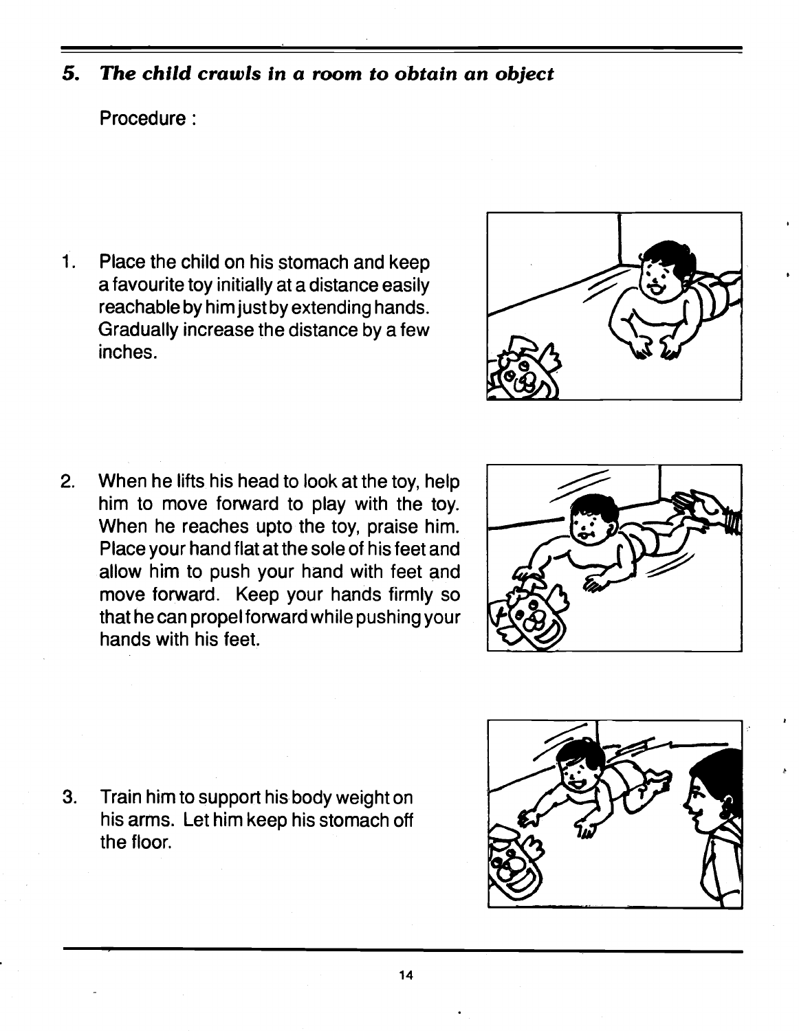### *5. The child crawls in a room to obtain an object*

Procedure :

1. Place the child on his stomach and keep a favourite toy initially at a distance easily reachable by him just by extending hands. Gradually increase the distance by a few inches.

2. When he lifts his head to look at the toy, help him to move forward to play with the toy. When he reaches upto the toy, praise him. Place your hand flat at the sole of his feet and allow him to push your hand with feet and move forward. Keep your hands firmly so that he can propel forward while pushing your hands with his feet.

3. Train him to support his body weight on his arms. Let him keep his stomach off the floor.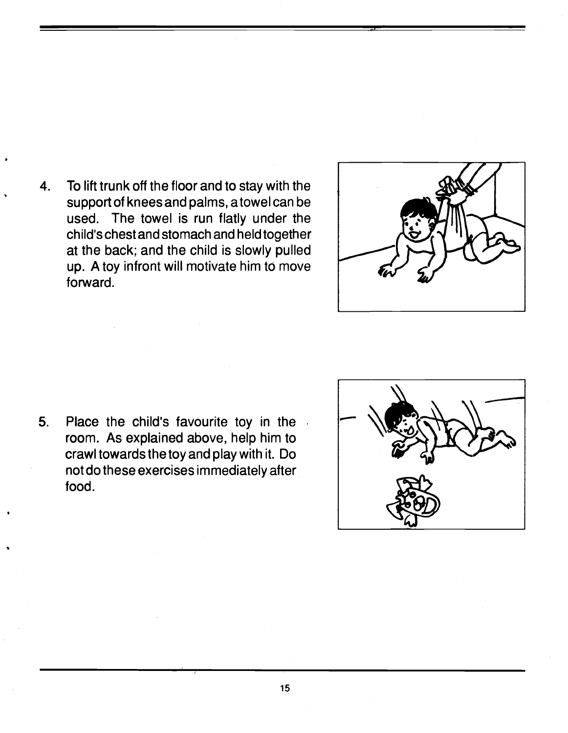4. To lift trunk off the floor and to stay with the support of knees and palms, a towel can be used. The towel is run flatly under the child's chest and stomach and held together at the back; and the child is slowly pulled up. A toy infront will motivate him to move forward.

5. Place the child's favourite toy in the room. As explained above, help him to crawl towards the toy and play with it. Do not do these exercises immediately after food.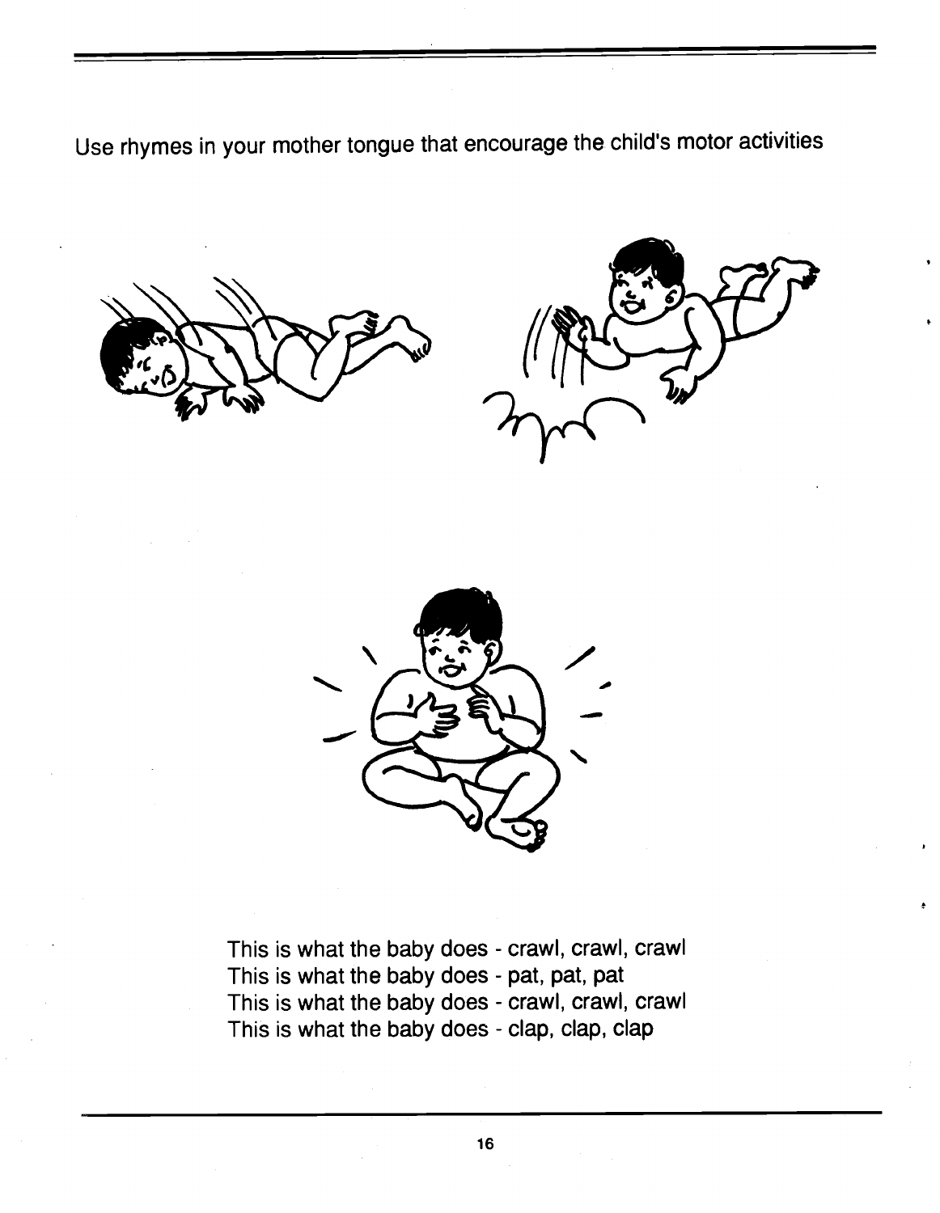Use rhymes in your mother tongue that encourage the child's motor activities

This is what the baby does - crawl, crawl, crawl  
This is what the baby does - pat, pat, pat  
This is what the baby does - crawl, crawl, crawl  
This is what the baby does - clap, clap, clap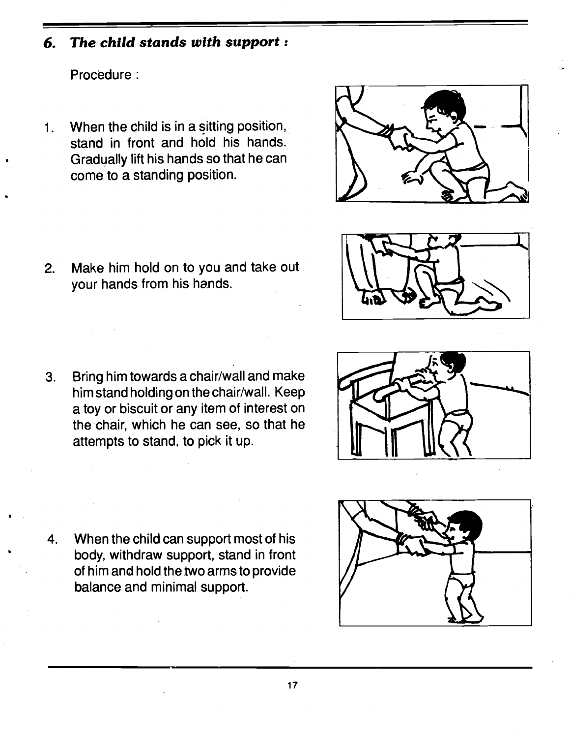### *6. The child stands with support :*

Procedure :

1. When the child is in a sitting position, stand in front and hold his hands. Gradually lift his hands so that he can come to a standing position.

2. Make him hold on to you and take out your hands from his hands.

3. Bring him towards a chair/wall and make him stand holding on the chair/wall. Keep a toy or biscuit or any item of interest on the chair, which he can see, so that he attempts to stand, to pick it up.

4. When the child can support most of his body, withdraw support, stand in front of him and hold the two arms to provide balance and minimal support.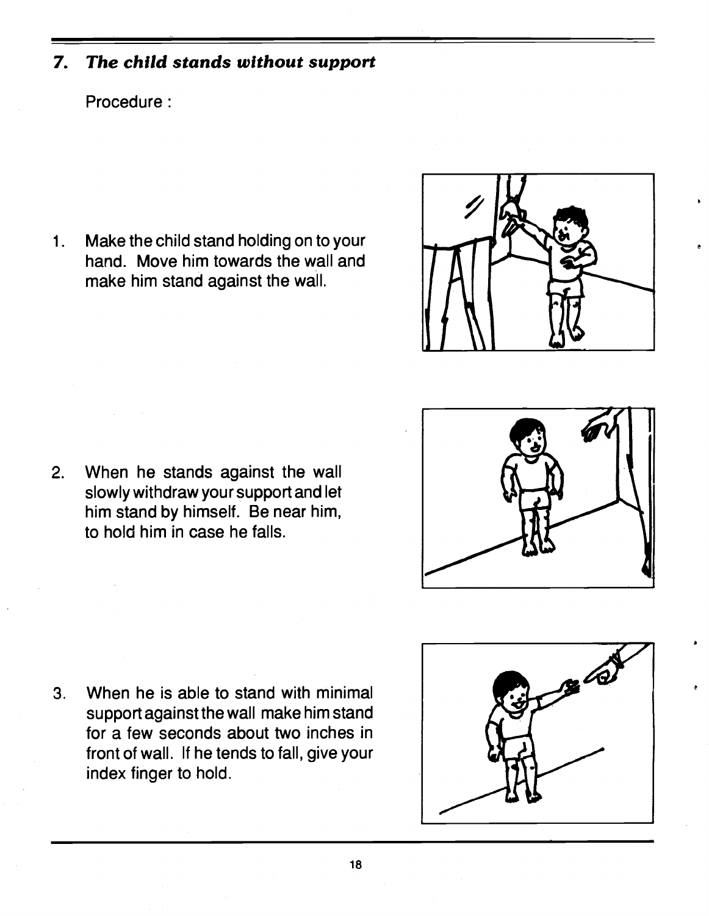### *7. The child stands without support*

Procedure :

1. Make the child stand holding on to your hand. Move him towards the wall and make him stand against the wall.

2. When he stands against the wall slowly withdraw your support and let him stand by himself. Be near him, to hold him in case he falls.

3. When he is able to stand with minimal support against the wall make him stand for a few seconds about two inches in front of wall. If he tends to fall, give your index finger to hold.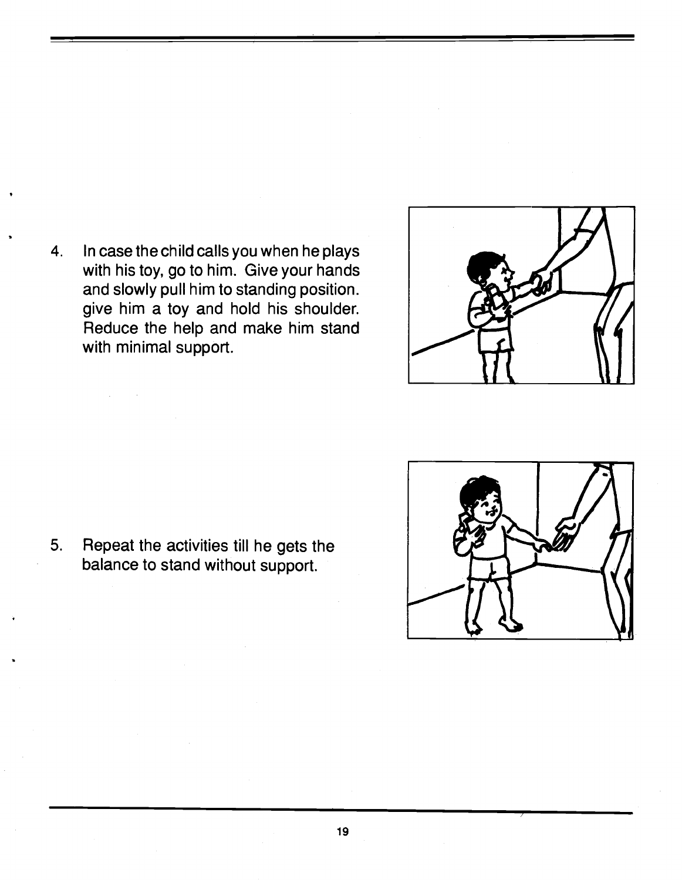4. In case the child calls you when he plays with his toy, go to him. Give your hands and slowly pull him to standing position. give him a toy and hold his shoulder. Reduce the help and make him stand with minimal support.

5. Repeat the activities till he gets the balance to stand without support.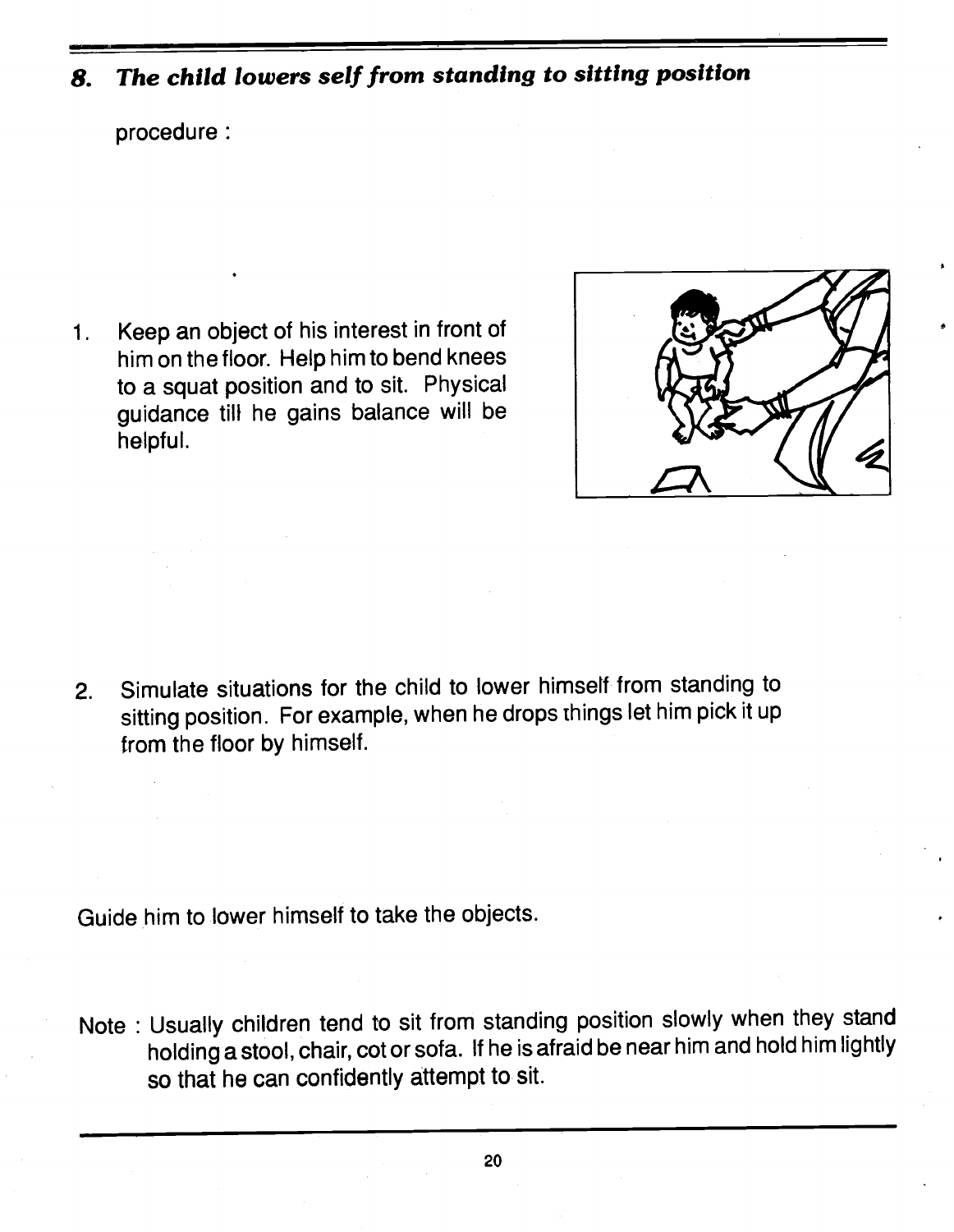## *8. The child lowers self from standing to sitting position*

procedure :

1. Keep an object of his interest in front of him on the floor. Help him to bend knees to a squat position and to sit. Physical guidance till he gains balance will be helpful.

2. Simulate situations for the child to lower himself from standing to sitting position. For example, when he drops things let him pick it up from the floor by himself.

Guide him to lower himself to take the objects.

Note : Usually children tend to sit from standing position slowly when they stand holding a stool, chair, cot or sofa. If he is afraid be near him and hold him lightly so that he can confidently attempt to sit.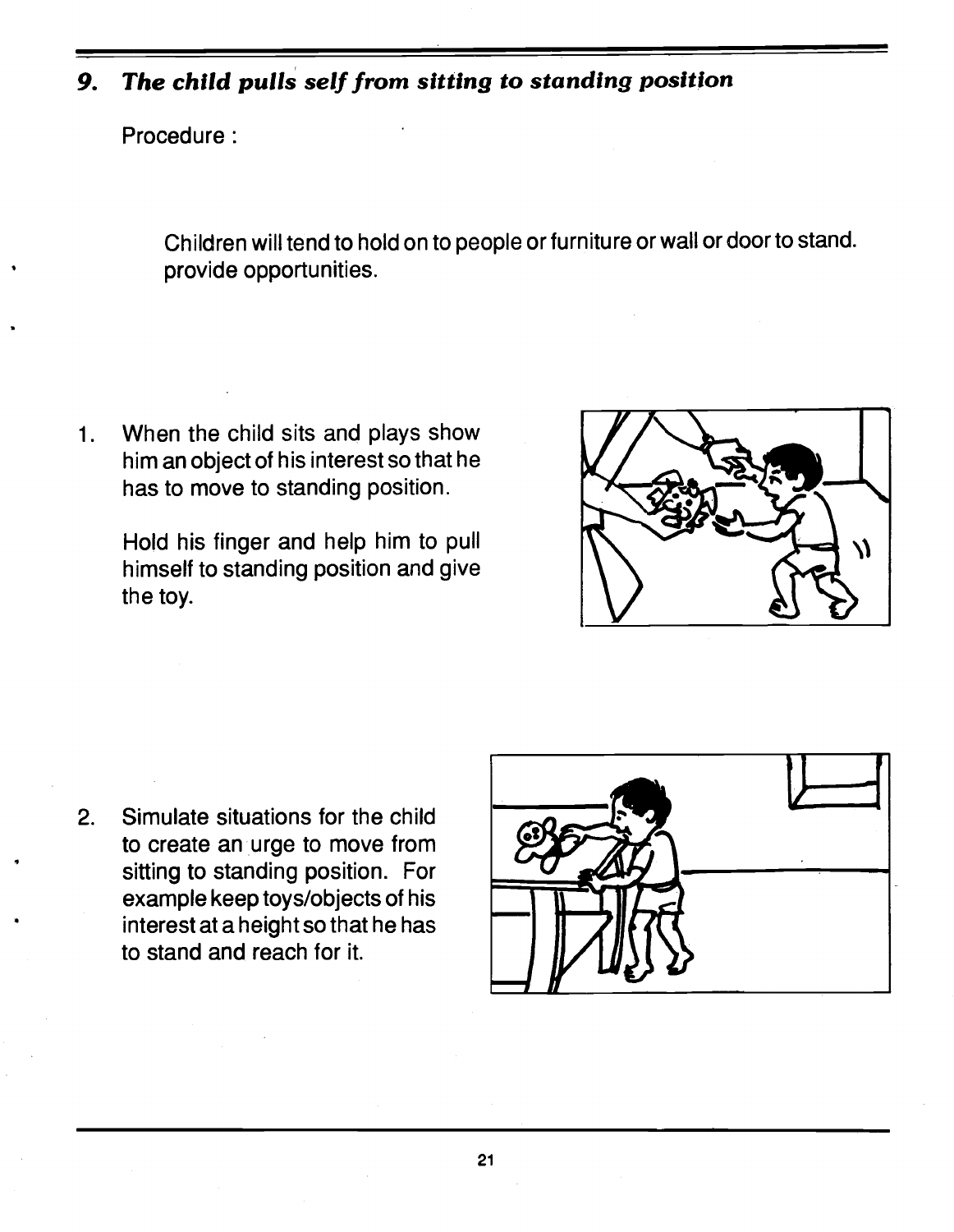## *9. The child pulls self from sitting to standing position*

Procedure :

Children will tend to hold on to people or furniture or wall or door to stand. provide opportunities.

1. When the child sits and plays show him an object of his interest so that he has to move to standing position.

   Hold his finger and help him to pull himself to standing position and give the toy.

2. Simulate situations for the child to create an urge to move from sitting to standing position. For example keep toys/objects of his interest at a height so that he has to stand and reach for it.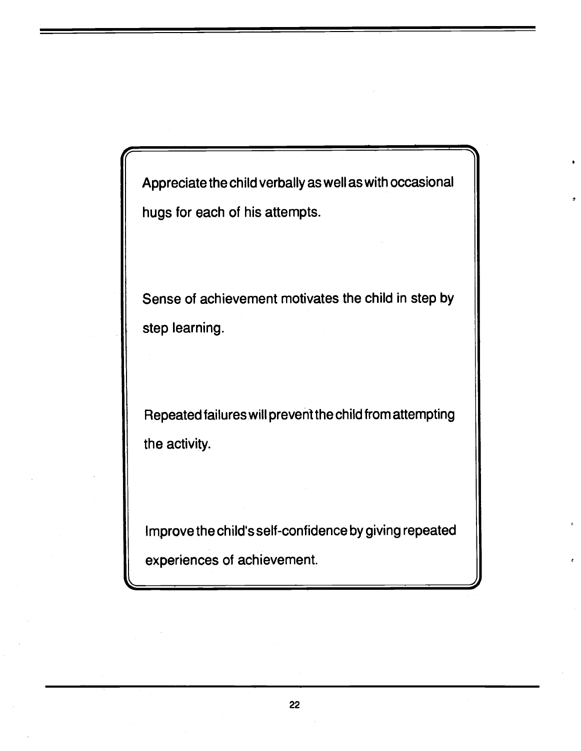Appreciate the child verbally as well as with occasional hugs for each of his attempts.

Sense of achievement motivates the child in step by step learning.

Repeated failures will prevent the child from attempting the activity.

Improve the child's self-confidence by giving repeated experiences of achievement.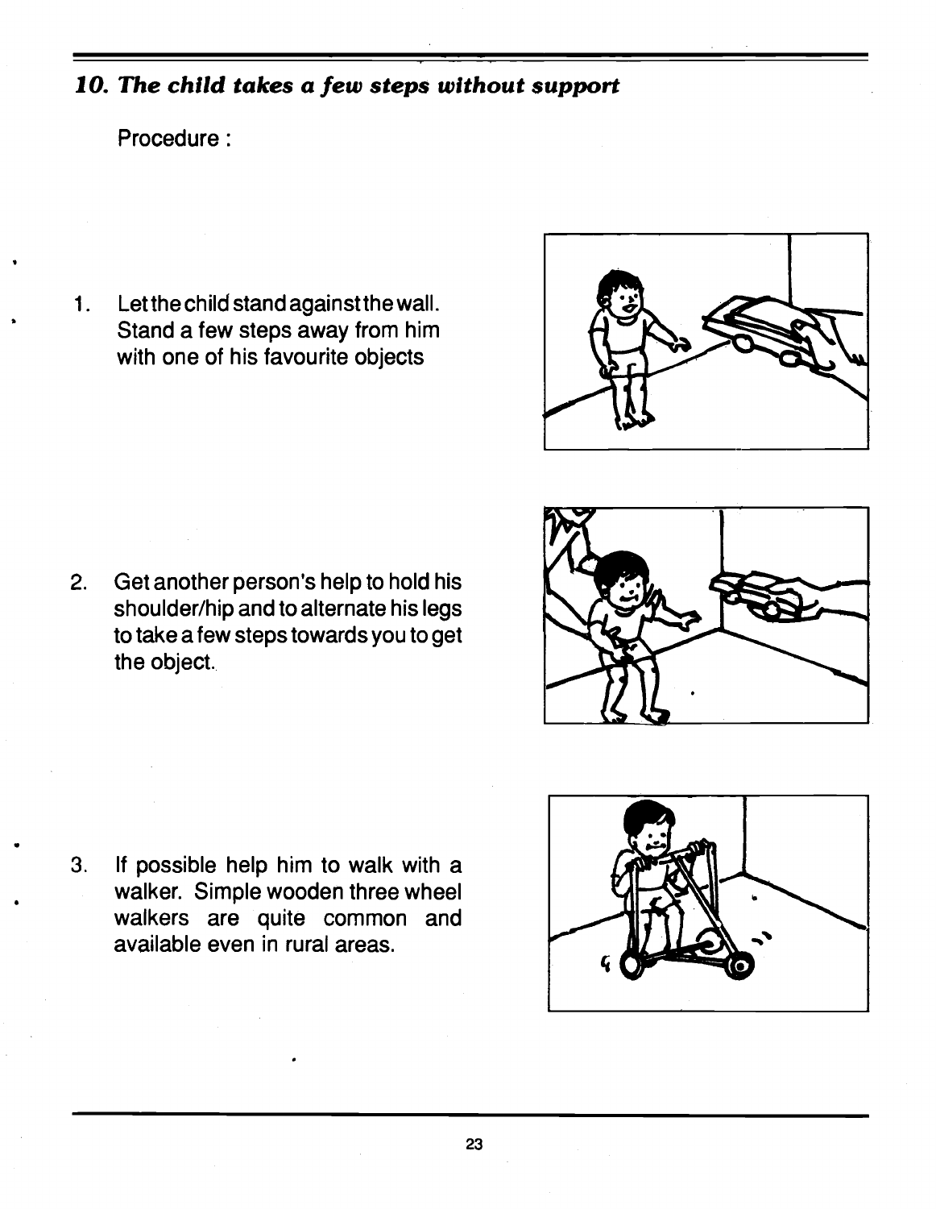### *10. The child takes a few steps without support*

Procedure :

1. Let the child stand against the wall. Stand a few steps away from him with one of his favourite objects

2. Get another person's help to hold his shoulder/hip and to alternate his legs to take a few steps towards you to get the object.

3. If possible help him to walk with a walker. Simple wooden three wheel walkers are quite common and available even in rural areas.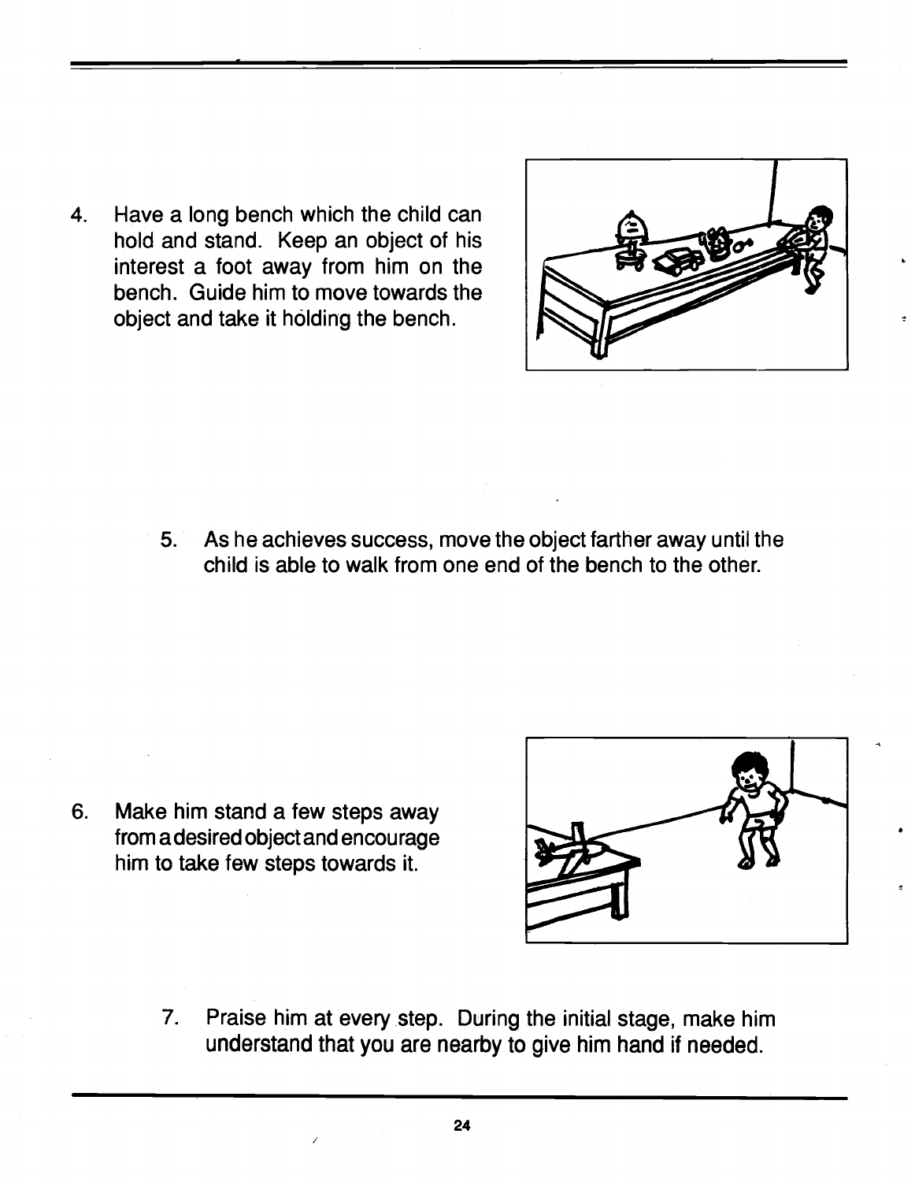4. Have a long bench which the child can hold and stand. Keep an object of his interest a foot away from him on the bench. Guide him to move towards the object and take it holding the bench.

5. As he achieves success, move the object farther away until the child is able to walk from one end of the bench to the other.

6. Make him stand a few steps away from a desired object and encourage him to take few steps towards it.

7. Praise him at every step. During the initial stage, make him understand that you are nearby to give him hand if needed.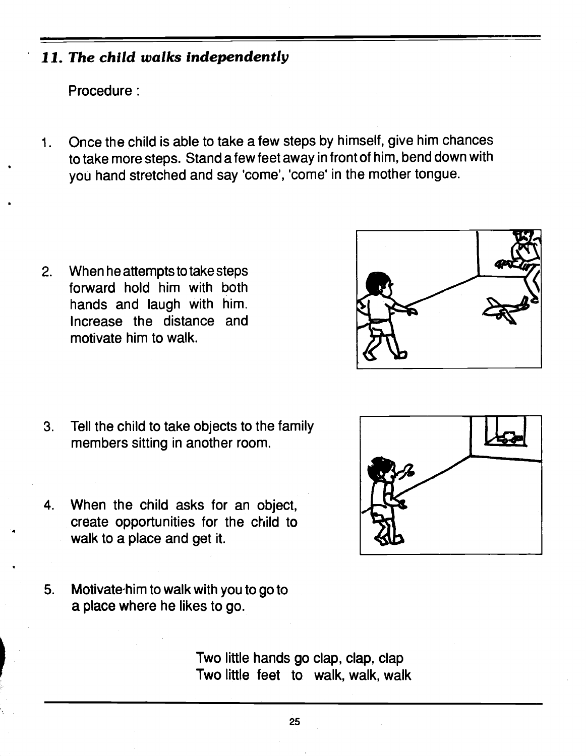### *11. The child walks independently*

Procedure :

1. Once the child is able to take a few steps by himself, give him chances to take more steps. Stand a few feet away in front of him, bend down with you hand stretched and say 'come', 'come' in the mother tongue.

2. When he attempts to take steps forward hold him with both hands and laugh with him. Increase the distance and motivate him to walk.

3. Tell the child to take objects to the family members sitting in another room.

4. When the child asks for an object, create opportunities for the child to walk to a place and get it.

5. Motivate him to walk with you to go to a place where he likes to go.

Two little hands go clap, clap, clap
Two little feet to walk, walk, walk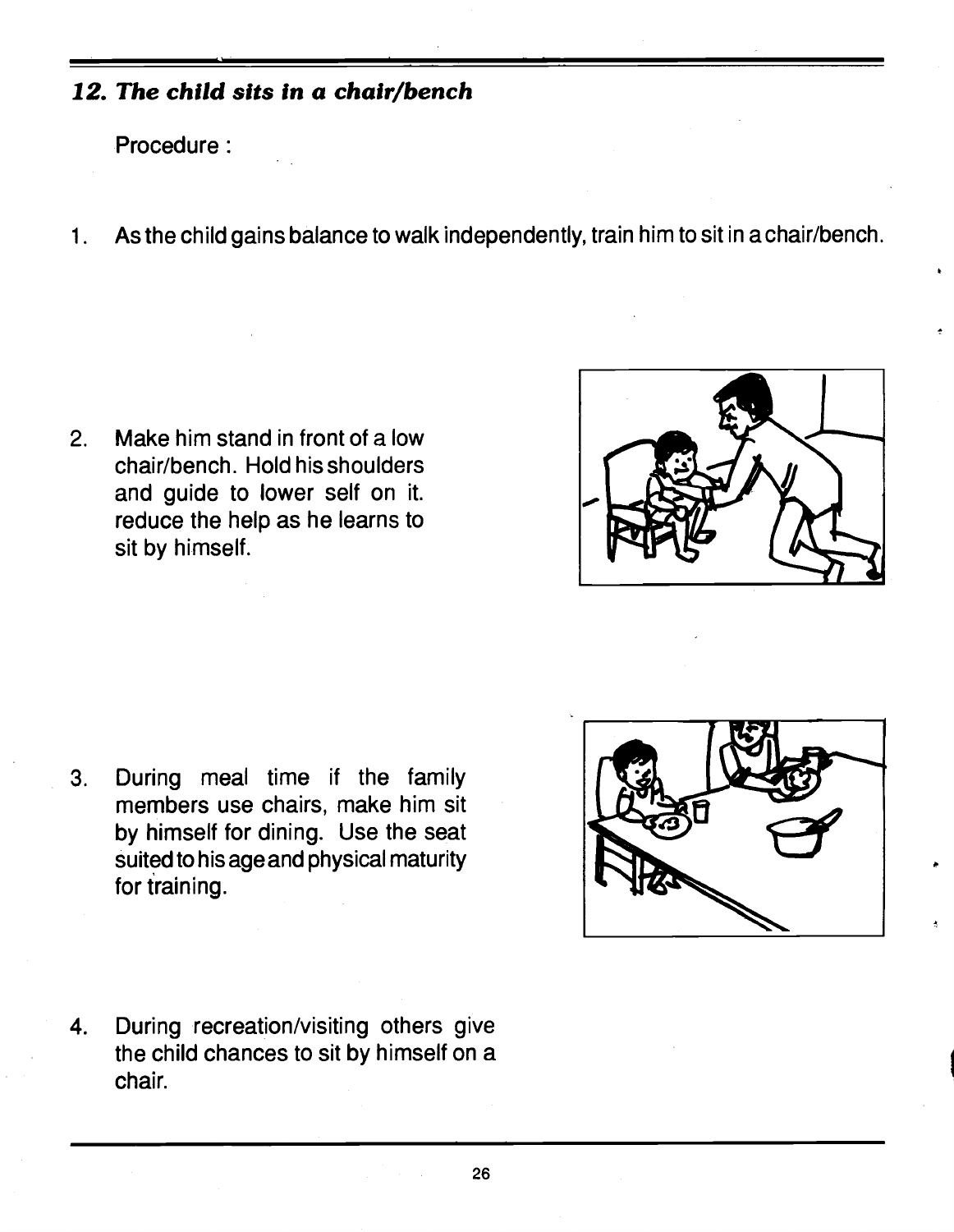## *12. The child sits in a chair/bench*

Procedure :

1. As the child gains balance to walk independently, train him to sit in a chair/bench.

2. Make him stand in front of a low chair/bench. Hold his shoulders and guide to lower self on it. reduce the help as he learns to sit by himself.

3. During meal time if the family members use chairs, make him sit by himself for dining. Use the seat suited to his age and physical maturity for training.

4. During recreation/visiting others give the child chances to sit by himself on a chair.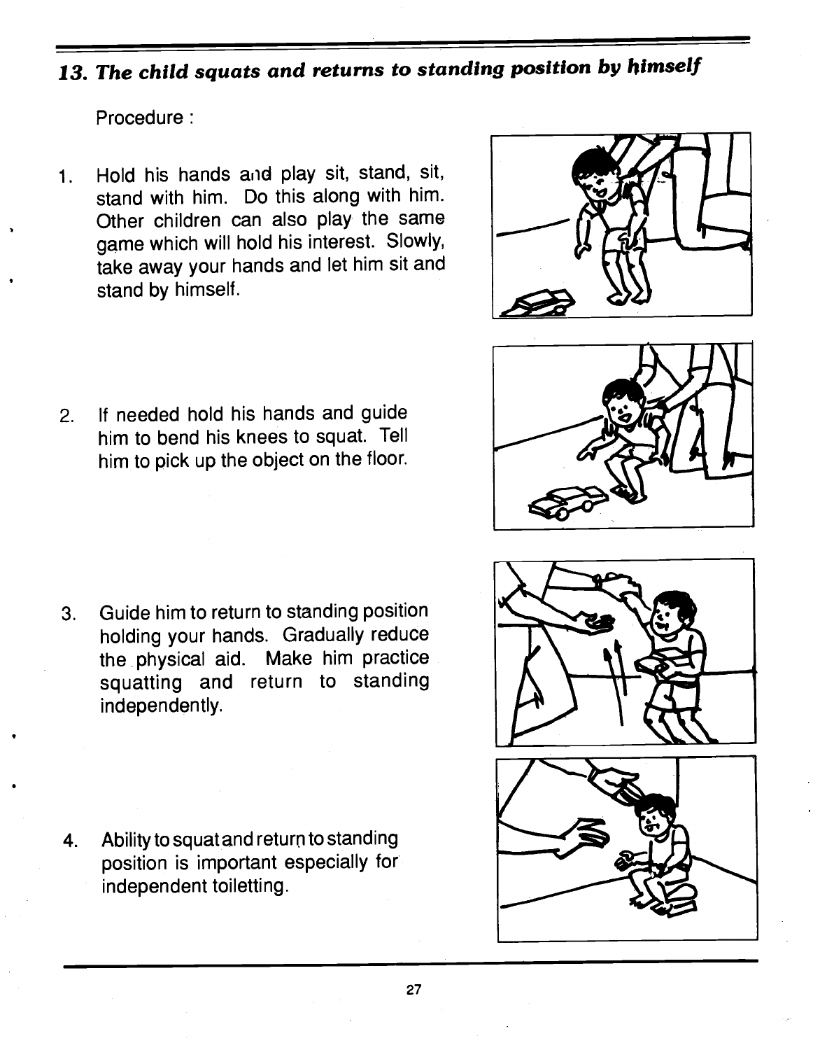### *13. The child squats and returns to standing position by himself*

Procedure :

1. Hold his hands and play sit, stand, sit, stand with him. Do this along with him. Other children can also play the same game which will hold his interest. Slowly, take away your hands and let him sit and stand by himself.

2. If needed hold his hands and guide him to bend his knees to squat. Tell him to pick up the object on the floor.

3. Guide him to return to standing position holding your hands. Gradually reduce the physical aid. Make him practice squatting and return to standing independently.

4. Ability to squat and return to standing position is important especially for independent toiletting.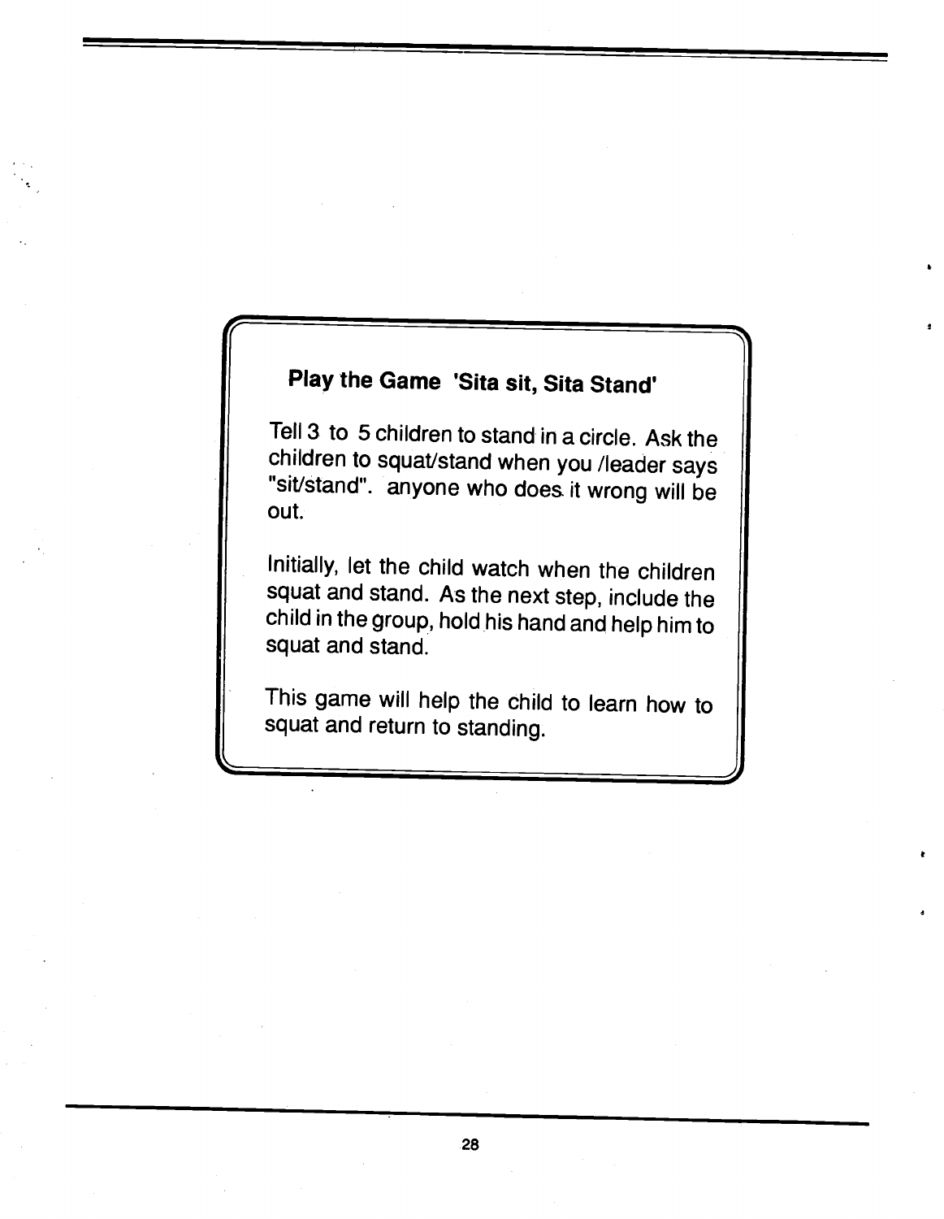**Play the Game 'Sita sit, Sita Stand'**

Tell 3 to 5 children to stand in a circle. Ask the children to squat/stand when you /leader says "sit/stand". anyone who does it wrong will be out.

Initially, let the child watch when the children squat and stand. As the next step, include the child in the group, hold his hand and help him to squat and stand.

This game will help the child to learn how to squat and return to standing.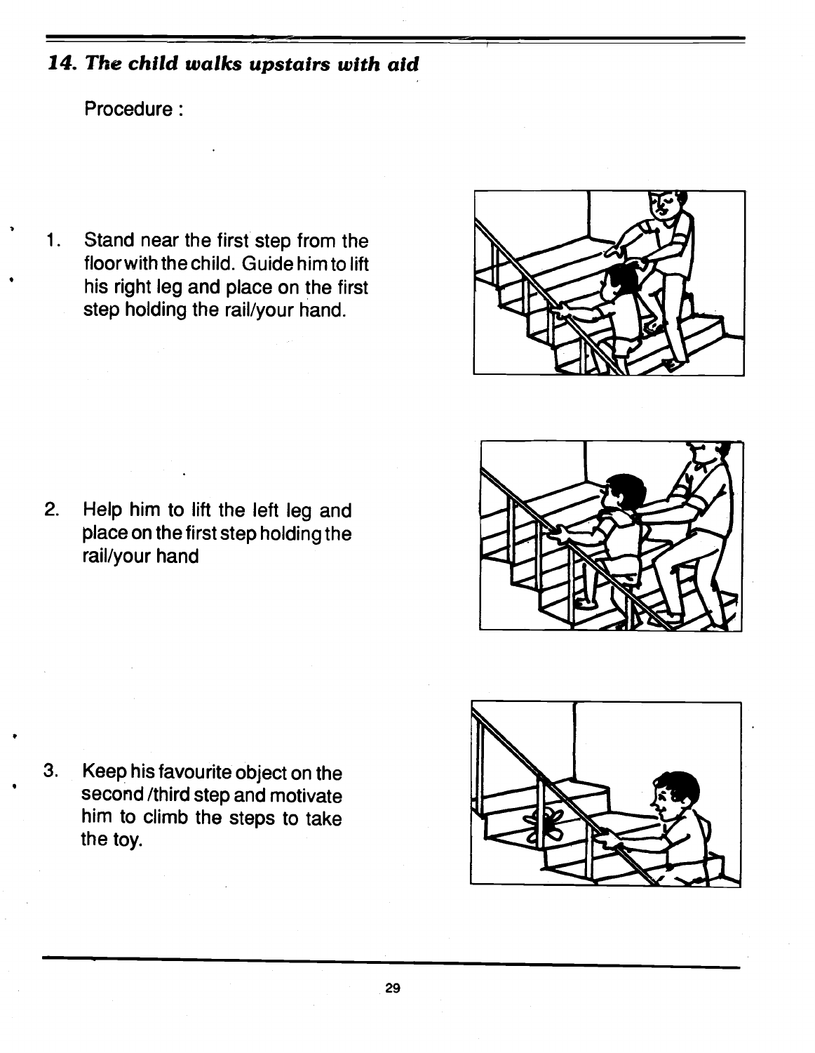### *14. The child walks upstairs with aid*

Procedure :

1. Stand near the first step from the floor with the child. Guide him to lift his right leg and place on the first step holding the rail/your hand.

2. Help him to lift the left leg and place on the first step holding the rail/your hand

3. Keep his favourite object on the second /third step and motivate him to climb the steps to take the toy.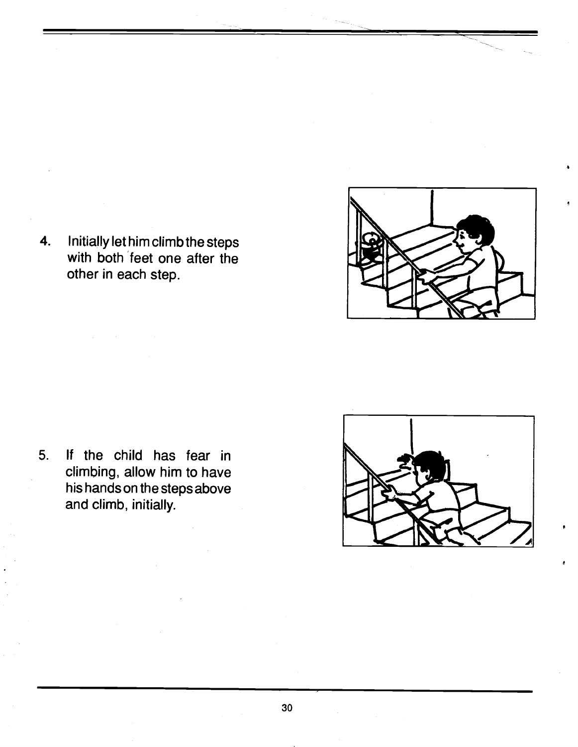4. Initially let him climb the steps with both feet one after the other in each step.

5. If the child has fear in climbing, allow him to have his hands on the steps above and climb, initially.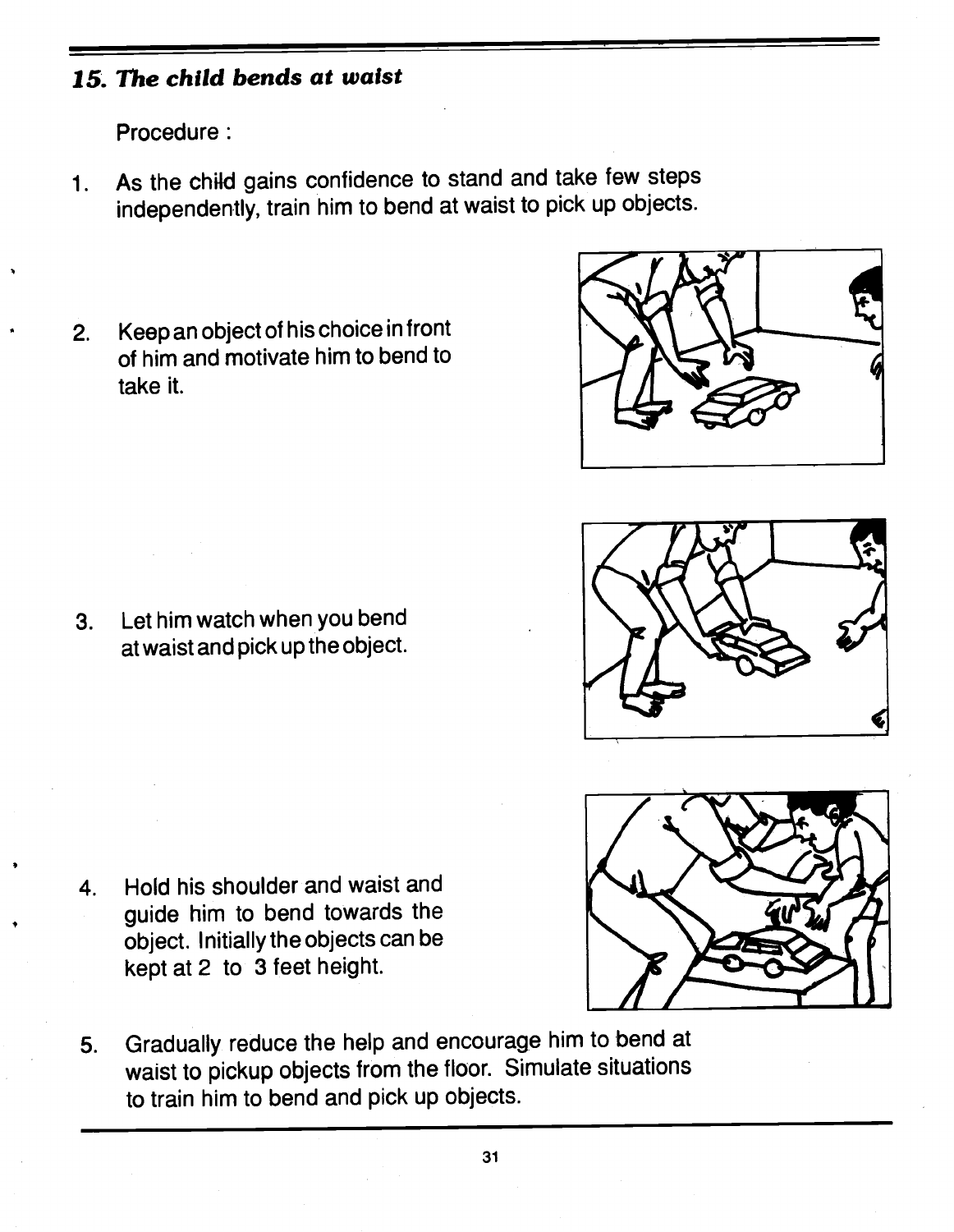### *15. The child bends at waist*

Procedure :

1. As the child gains confidence to stand and take few steps independently, train him to bend at waist to pick up objects.

2. Keep an object of his choice in front of him and motivate him to bend to take it.

3. Let him watch when you bend at waist and pick up the object.

4. Hold his shoulder and waist and guide him to bend towards the object. Initially the objects can be kept at 2 to 3 feet height.

5. Gradually reduce the help and encourage him to bend at waist to pickup objects from the floor. Simulate situations to train him to bend and pick up objects.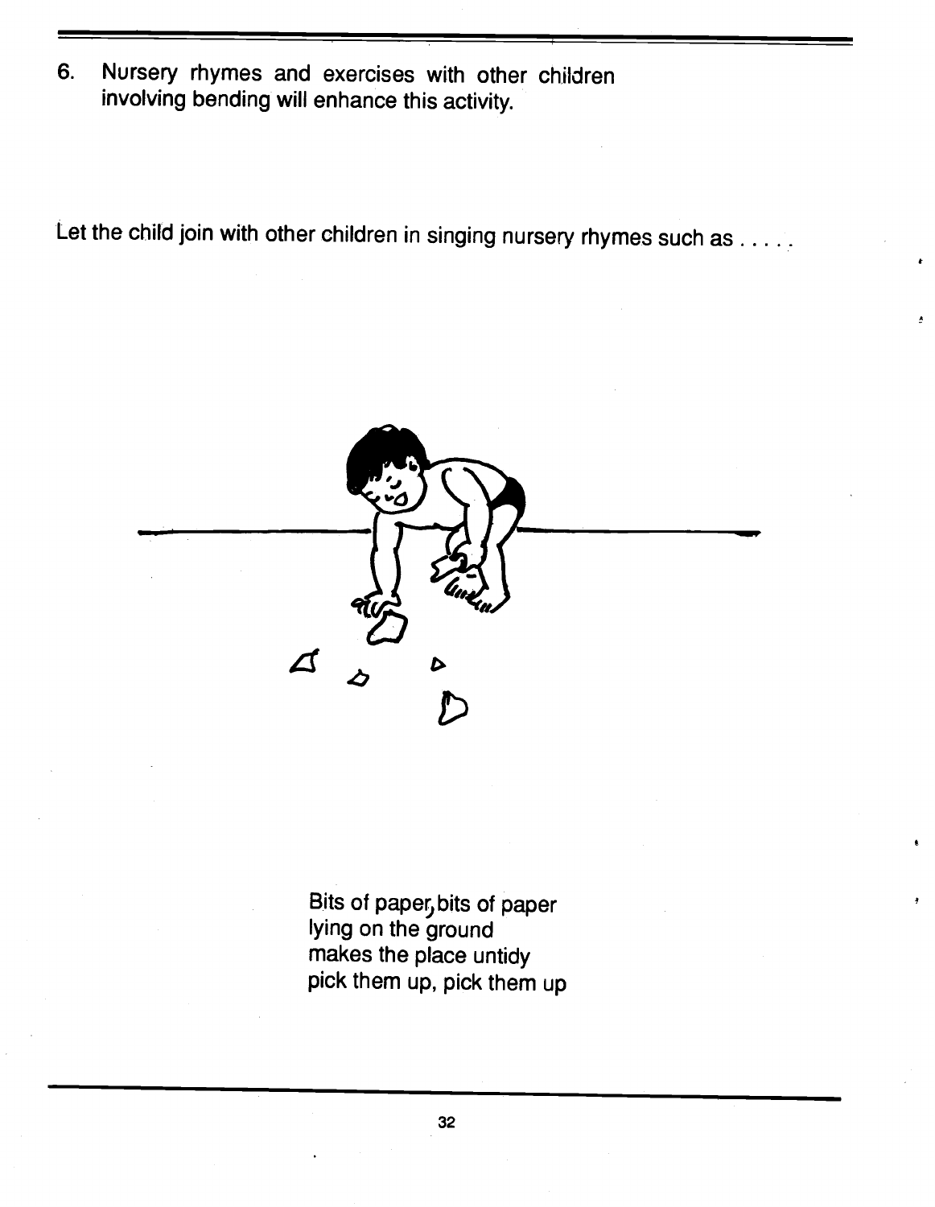6. Nursery rhymes and exercises with other children involving bending will enhance this activity.

Let the child join with other children in singing nursery rhymes such as . . . . .

Bits of paper, bits of paper
lying on the ground
makes the place untidy
pick them up, pick them up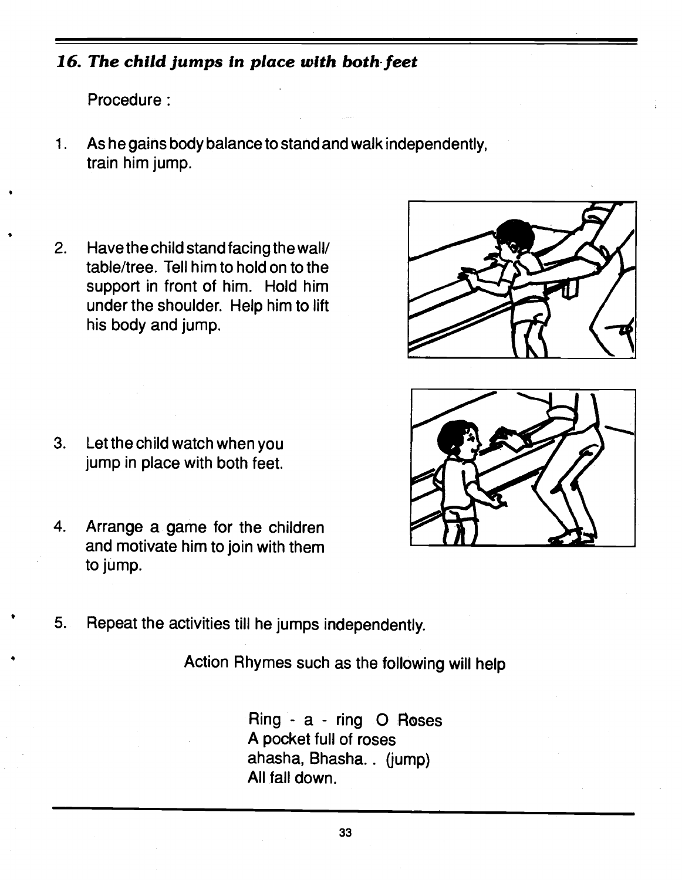### *16. The child jumps in place with both feet*

Procedure :

1. As he gains body balance to stand and walk independently, train him jump.

2. Have the child stand facing the wall/ table/tree. Tell him to hold on to the support in front of him. Hold him under the shoulder. Help him to lift his body and jump.

3. Let the child watch when you jump in place with both feet.

4. Arrange a game for the children and motivate him to join with them to jump.

5. Repeat the activities till he jumps independently.

Action Rhymes such as the following will help

Ring - a - ring O Roses
A pocket full of roses
ahasha, Bhasha. . (jump)
All fall down.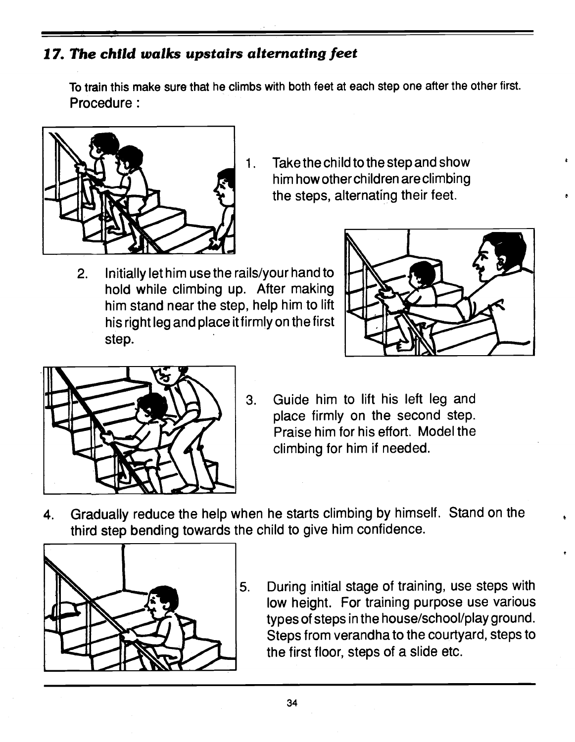### *17. The child walks upstairs alternating feet*

To train this make sure that he climbs with both feet at each step one after the other first.

Procedure :

1. Take the child to the step and show him how other children are climbing the steps, alternating their feet.

2. Initially let him use the rails/your hand to hold while climbing up. After making him stand near the step, help him to lift his right leg and place it firmly on the first step.

3. Guide him to lift his left leg and place firmly on the second step. Praise him for his effort. Model the climbing for him if needed.

4. Gradually reduce the help when he starts climbing by himself. Stand on the third step bending towards the child to give him confidence.

5. During initial stage of training, use steps with low height. For training purpose use various types of steps in the house/school/play ground. Steps from verandha to the courtyard, steps to the first floor, steps of a slide etc.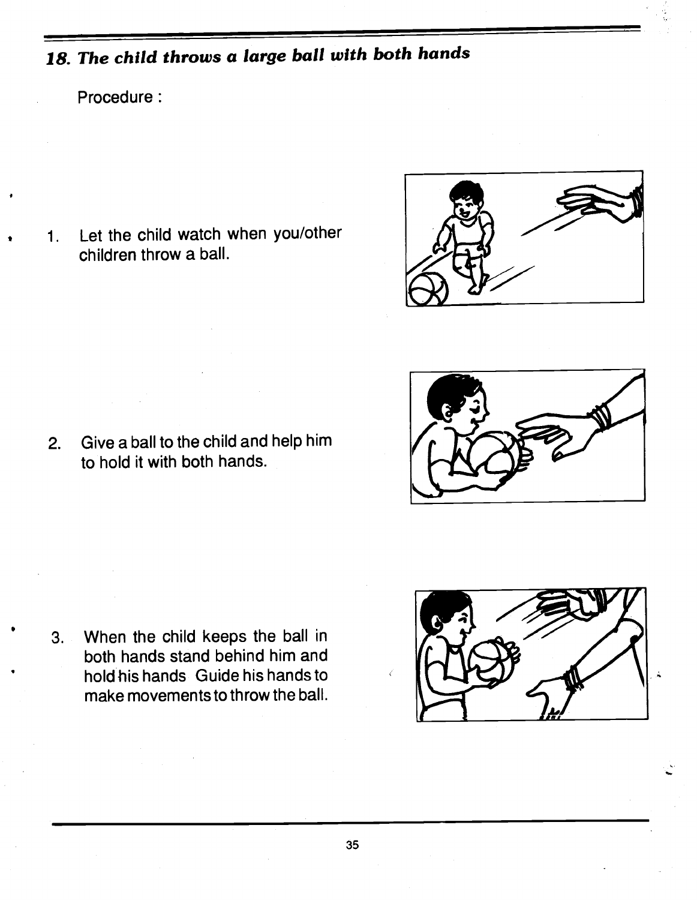### *18. The child throws a large ball with both hands*

Procedure :

1. Let the child watch when you/other children throw a ball.

2. Give a ball to the child and help him to hold it with both hands.

3. When the child keeps the ball in both hands stand behind him and hold his hands Guide his hands to make movements to throw the ball.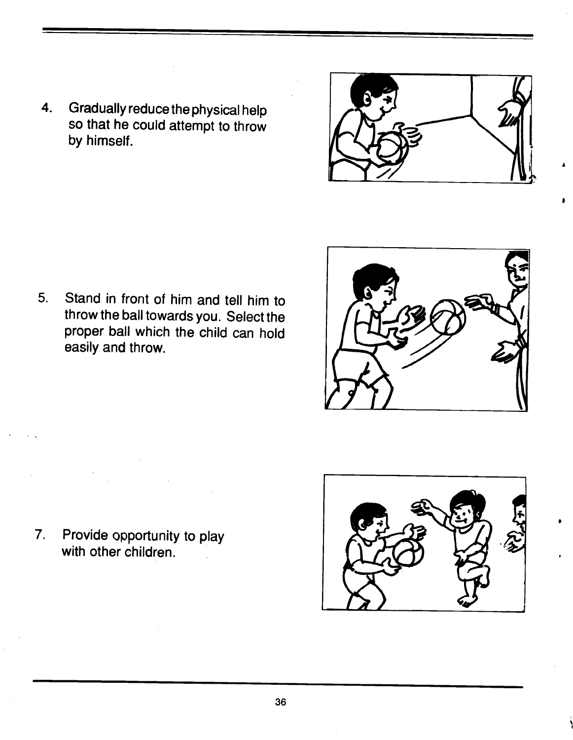4. Gradually reduce the physical help so that he could attempt to throw by himself.

5. Stand in front of him and tell him to throw the ball towards you. Select the proper ball which the child can hold easily and throw.

7. Provide opportunity to play with other children.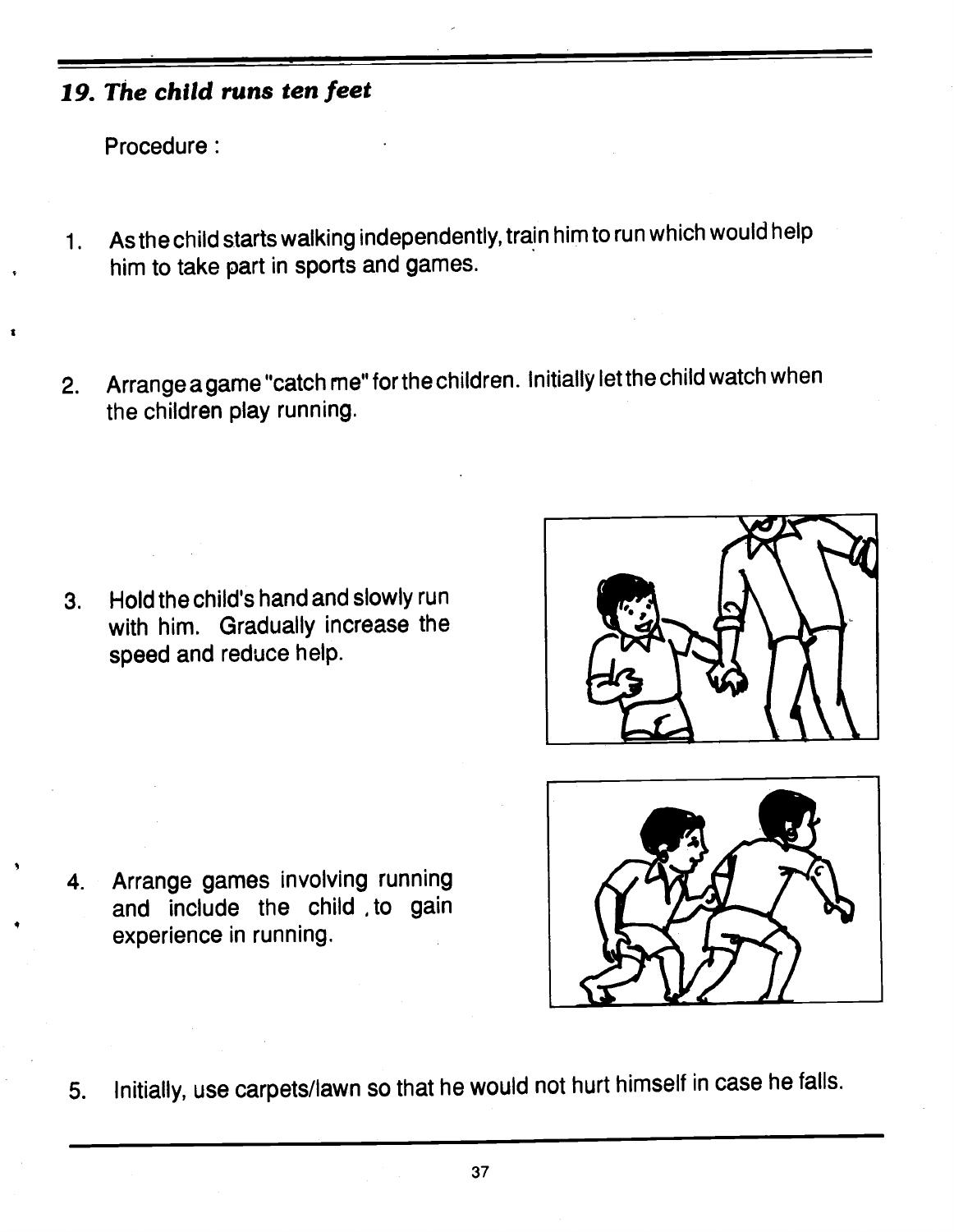## *19. The child runs ten feet*

Procedure :

1. As the child starts walking independently, train him to run which would help him to take part in sports and games.

2. Arrange a game "catch me" for the children. Initially let the child watch when the children play running.

3. Hold the child's hand and slowly run with him. Gradually increase the speed and reduce help.

4. Arrange games involving running and include the child , to gain experience in running.

5. Initially, use carpets/lawn so that he would not hurt himself in case he falls.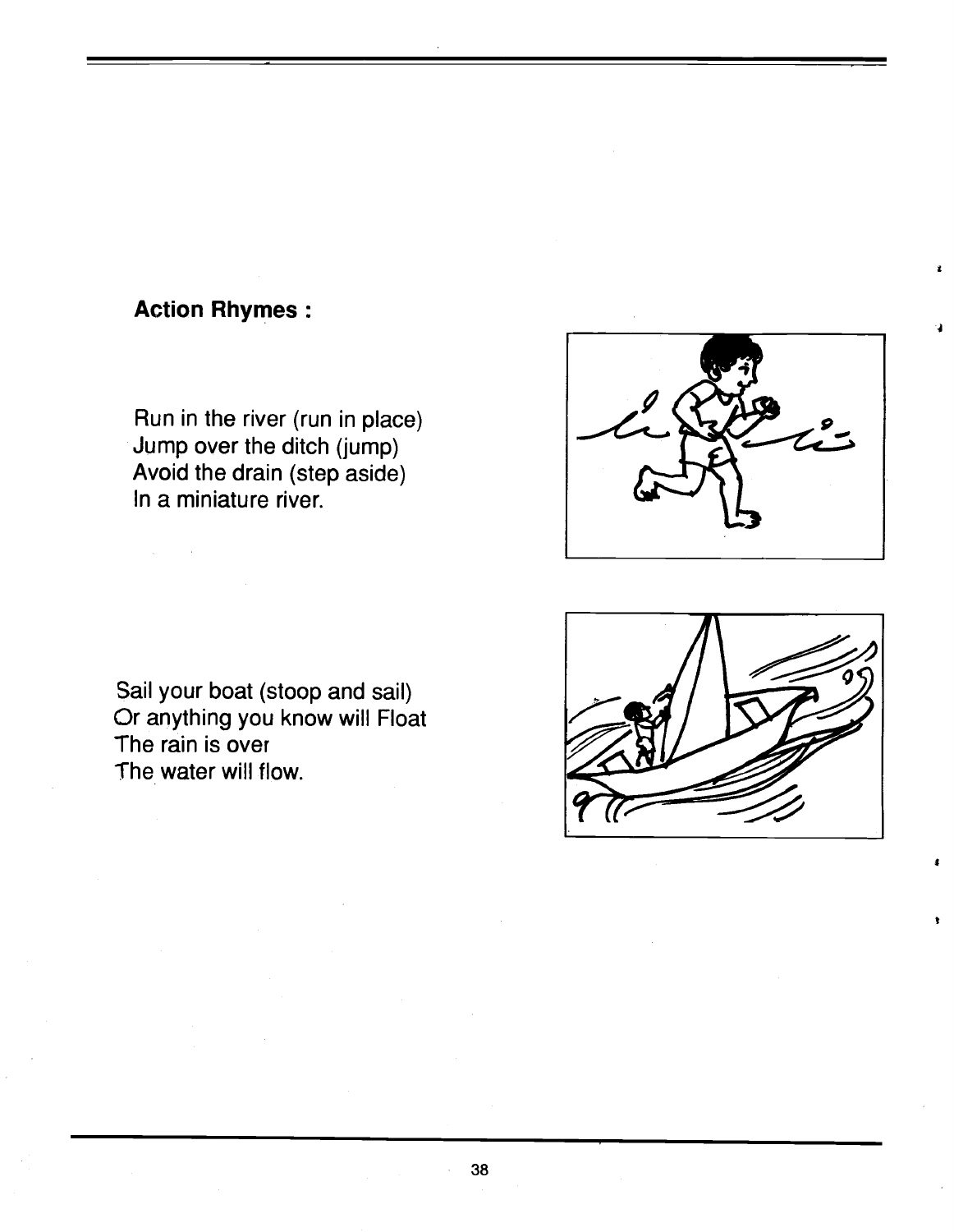**Action Rhymes :**

Run in the river (run in place)
Jump over the ditch (jump)
Avoid the drain (step aside)
In a miniature river.

Sail your boat (stoop and sail)
Or anything you know will Float
The rain is over
The water will flow.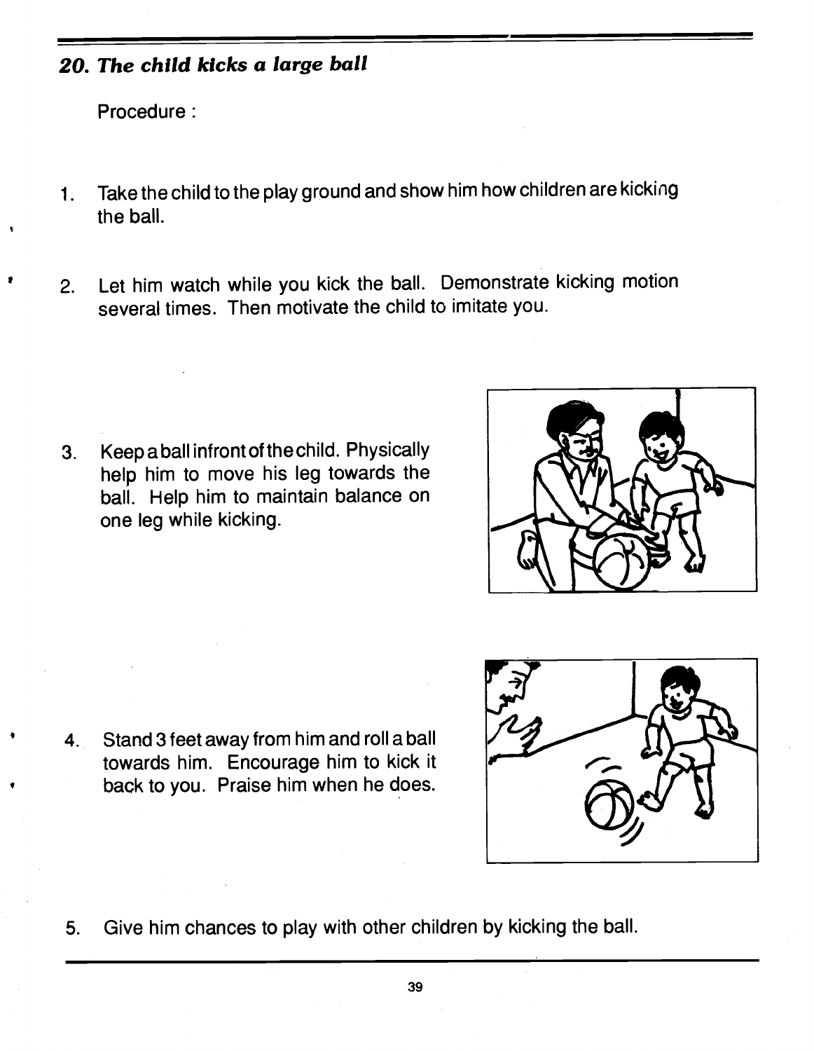## *20. The child kicks a large ball*

Procedure :

1. Take the child to the play ground and show him how children are kicking the ball.

2. Let him watch while you kick the ball. Demonstrate kicking motion several times. Then motivate the child to imitate you.

3. Keep a ball infront of the child. Physically help him to move his leg towards the ball. Help him to maintain balance on one leg while kicking.

4. Stand 3 feet away from him and roll a ball towards him. Encourage him to kick it back to you. Praise him when he does.

5. Give him chances to play with other children by kicking the ball.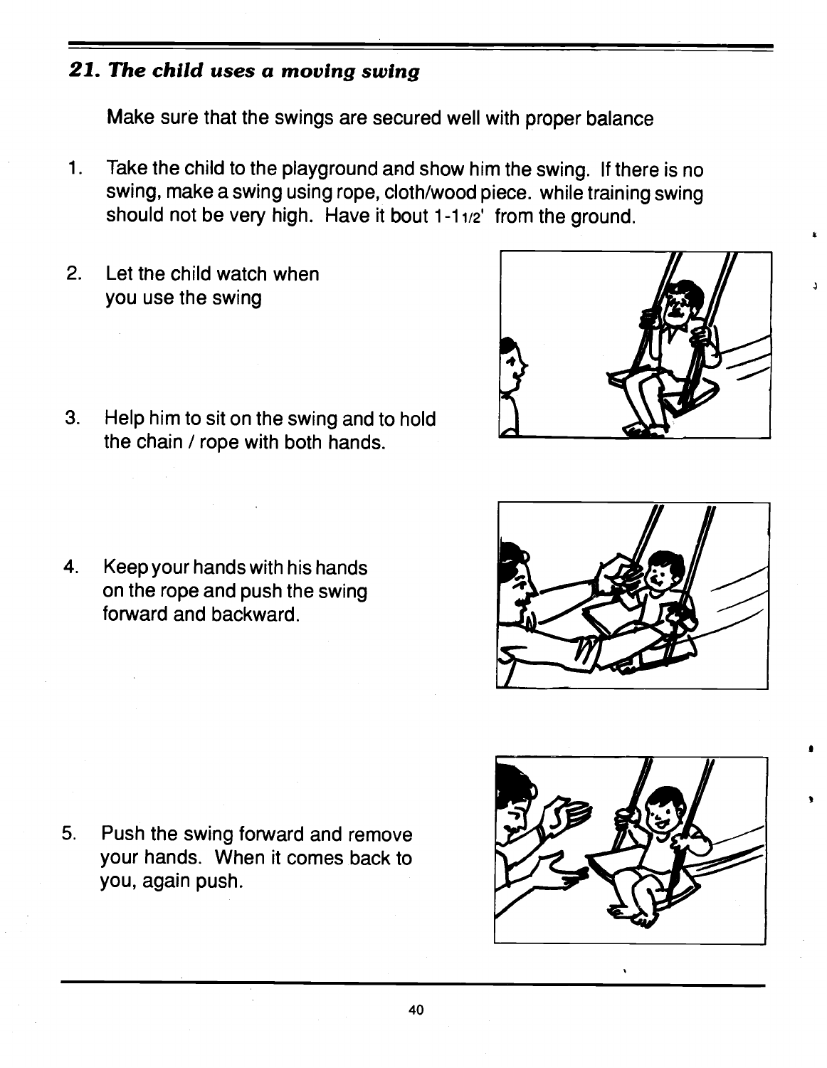## *21. The child uses a moving swing*

Make sure that the swings are secured well with proper balance

1. Take the child to the playground and show him the swing. If there is no swing, make a swing using rope, cloth/wood piece. while training swing should not be very high. Have it bout 1-1 1/2' from the ground.

2. Let the child watch when you use the swing

3. Help him to sit on the swing and to hold the chain / rope with both hands.

4. Keep your hands with his hands on the rope and push the swing forward and backward.

5. Push the swing forward and remove your hands. When it comes back to you, again push.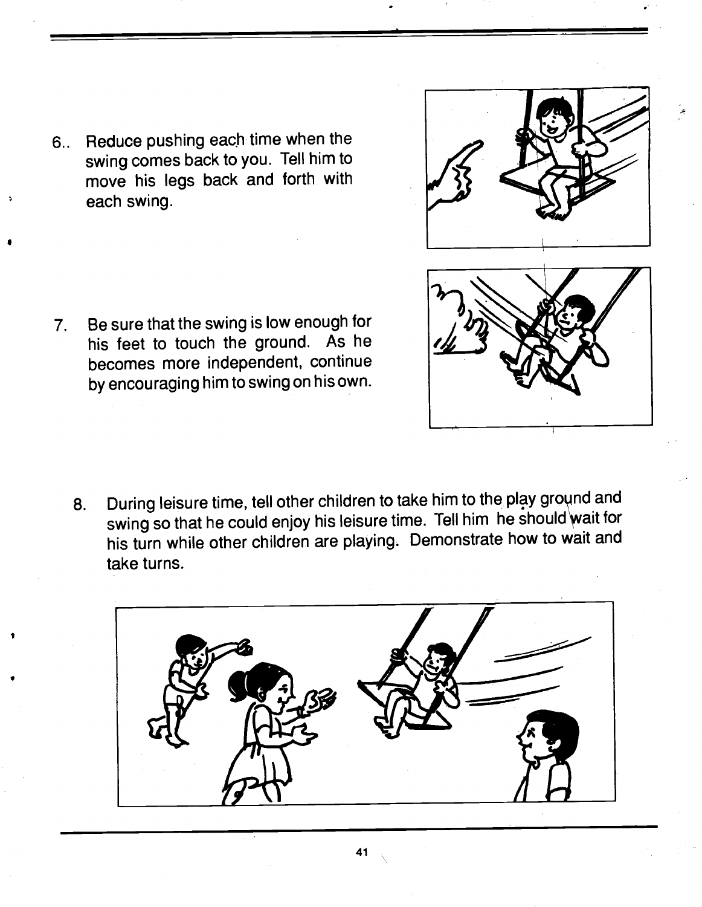6. Reduce pushing each time when the swing comes back to you. Tell him to move his legs back and forth with each swing.

7. Be sure that the swing is low enough for his feet to touch the ground. As he becomes more independent, continue by encouraging him to swing on his own.

8. During leisure time, tell other children to take him to the play ground and swing so that he could enjoy his leisure time. Tell him he should wait for his turn while other children are playing. Demonstrate how to wait and take turns.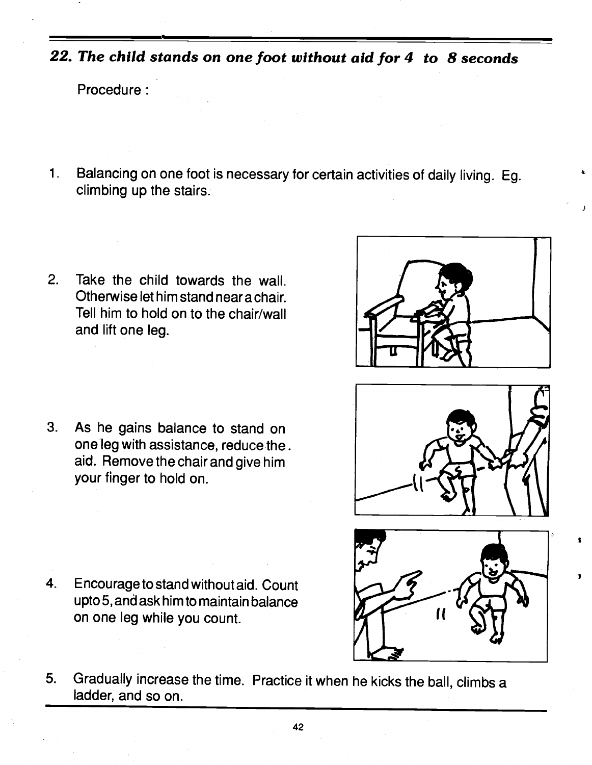## *22. The child stands on one foot without aid for 4 to 8 seconds*

Procedure :

1. Balancing on one foot is necessary for certain activities of daily living. Eg. climbing up the stairs.

2. Take the child towards the wall. Otherwise let him stand near a chair. Tell him to hold on to the chair/wall and lift one leg.

3. As he gains balance to stand on one leg with assistance, reduce the aid. Remove the chair and give him your finger to hold on.

4. Encourage to stand without aid. Count upto 5, and ask him to maintain balance on one leg while you count.

5. Gradually increase the time. Practice it when he kicks the ball, climbs a ladder, and so on.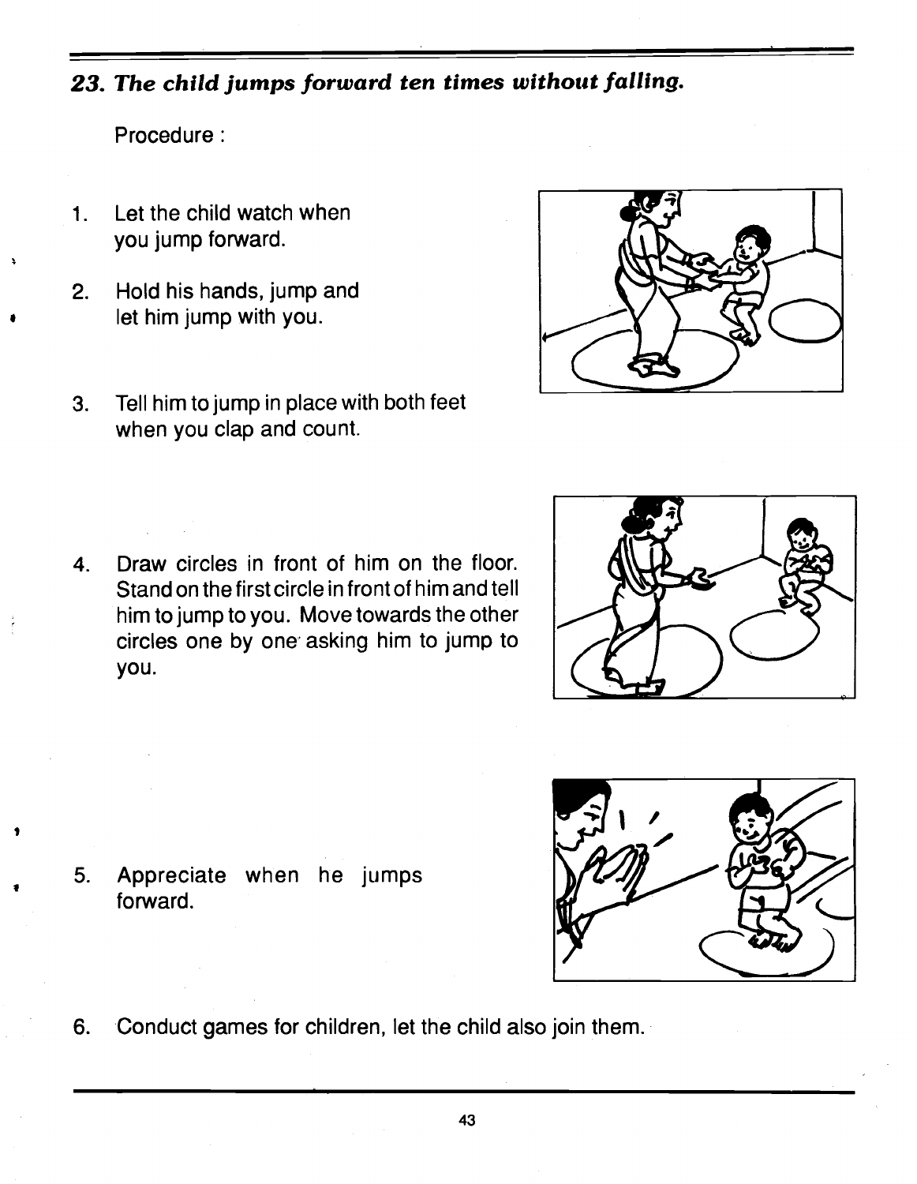## *23. The child jumps forward ten times without falling.*

Procedure :

1. Let the child watch when you jump forward.
2. Hold his hands, jump and let him jump with you.
3. Tell him to jump in place with both feet when you clap and count.
4. Draw circles in front of him on the floor. Stand on the first circle in front of him and tell him to jump to you. Move towards the other circles one by one asking him to jump to you.
5. Appreciate when he jumps forward.
6. Conduct games for children, let the child also join them.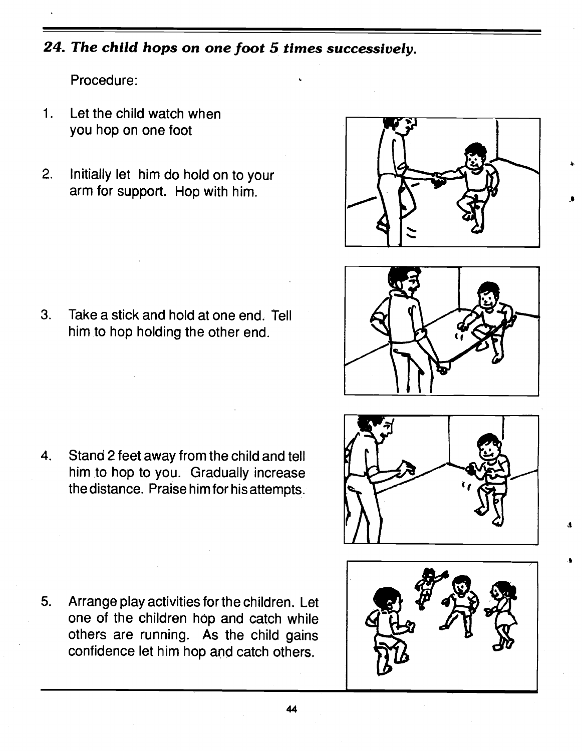*24. The child hops on one foot 5 times successively.*

Procedure:

1. Let the child watch when you hop on one foot

2. Initially let him do hold on to your arm for support. Hop with him.

3. Take a stick and hold at one end. Tell him to hop holding the other end.

4. Stand 2 feet away from the child and tell him to hop to you. Gradually increase the distance. Praise him for his attempts.

5. Arrange play activities for the children. Let one of the children hop and catch while others are running. As the child gains confidence let him hop and catch others.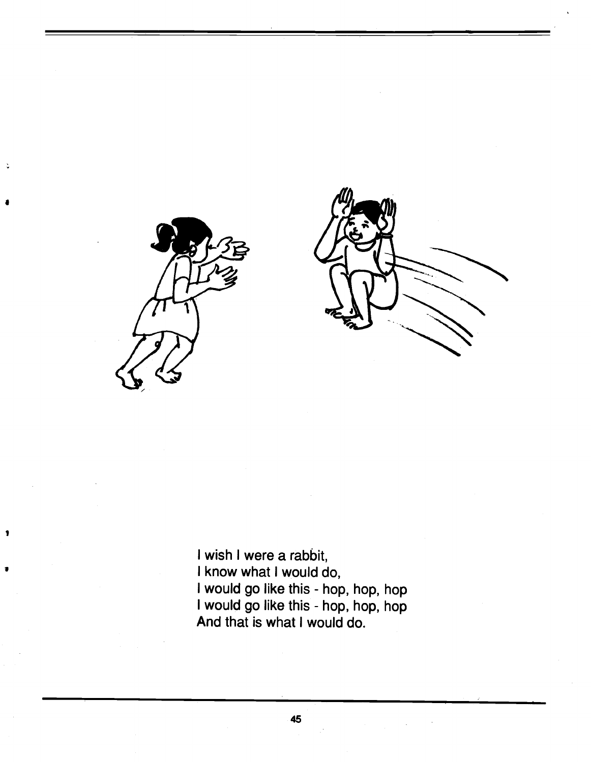I wish I were a rabbit,
I know what I would do,
I would go like this - hop, hop, hop
I would go like this - hop, hop, hop
And that is what I would do.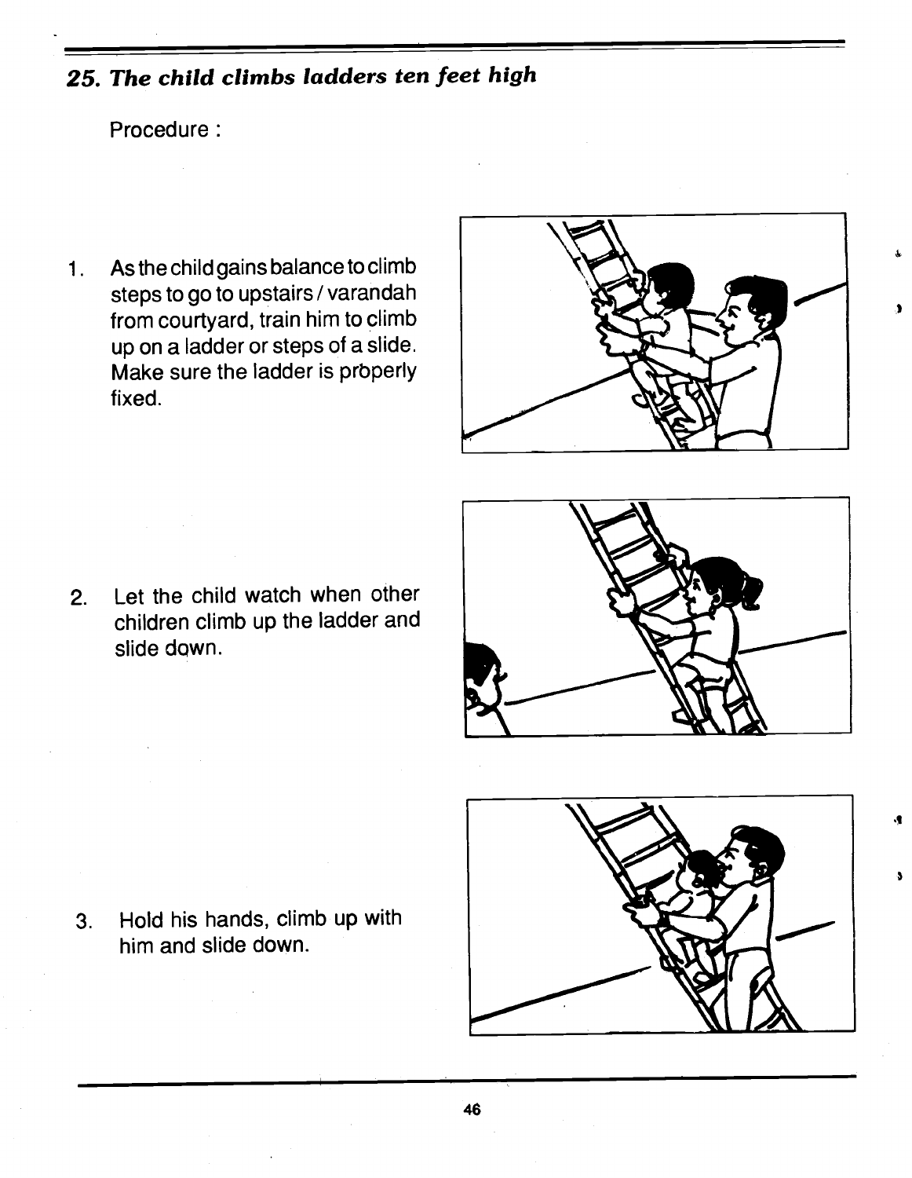## *25. The child climbs ladders ten feet high*

Procedure :

1. As the child gains balance to climb steps to go to upstairs / varandah from courtyard, train him to climb up on a ladder or steps of a slide. Make sure the ladder is properly fixed.

2. Let the child watch when other children climb up the ladder and slide down.

3. Hold his hands, climb up with him and slide down.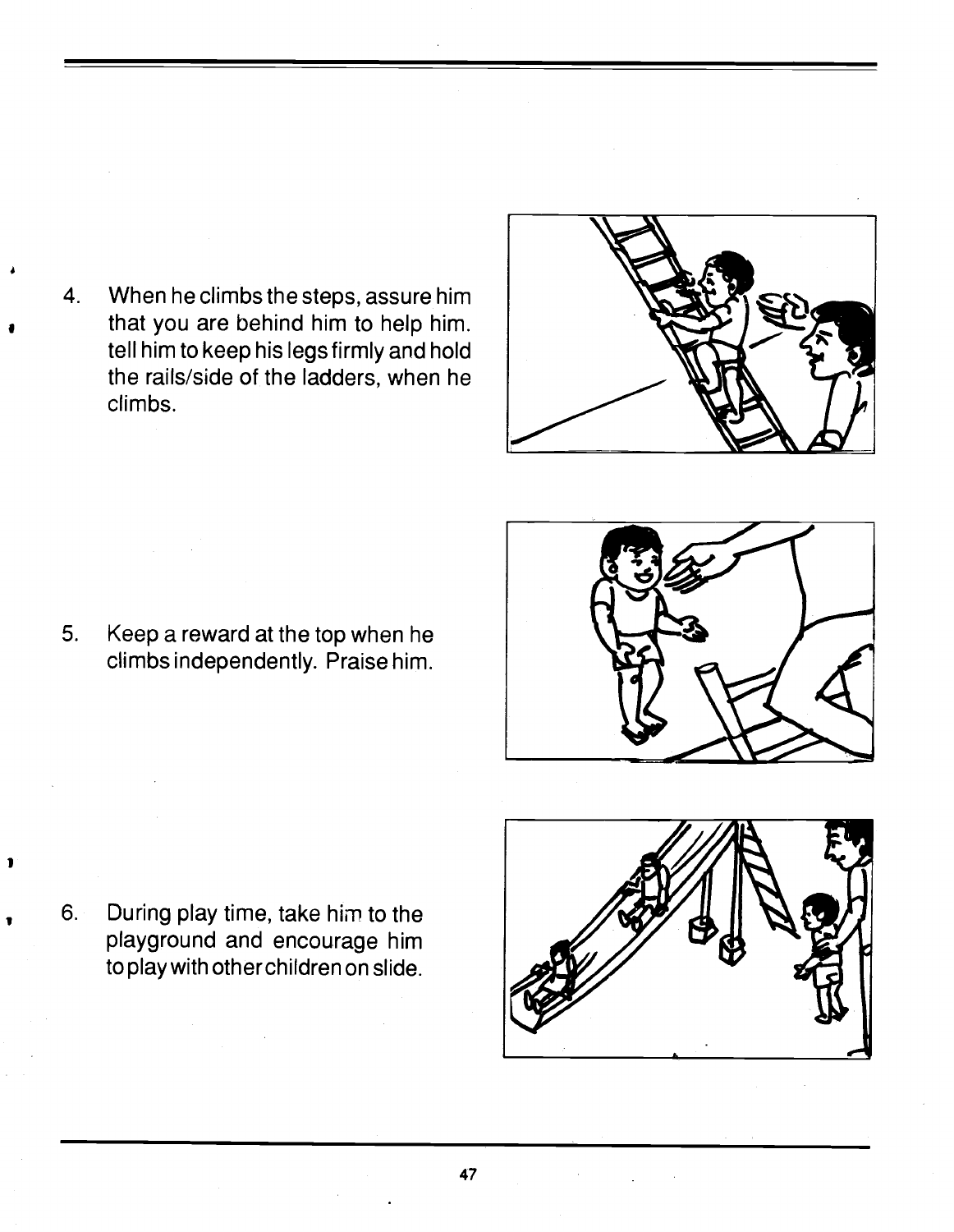4. When he climbs the steps, assure him that you are behind him to help him. tell him to keep his legs firmly and hold the rails/side of the ladders, when he climbs.

5. Keep a reward at the top when he climbs independently. Praise him.

6. During play time, take him to the playground and encourage him to play with other children on slide.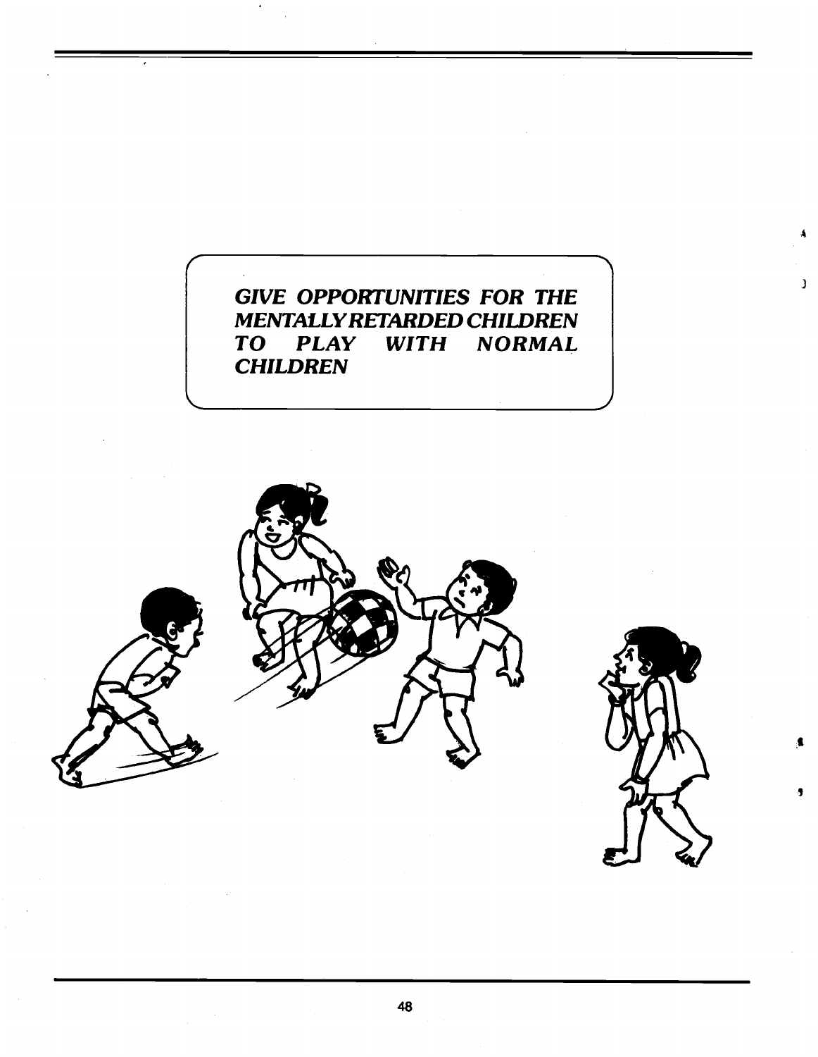***GIVE OPPORTUNITIES FOR THE MENTALLY RETARDED CHILDREN TO PLAY WITH NORMAL CHILDREN***